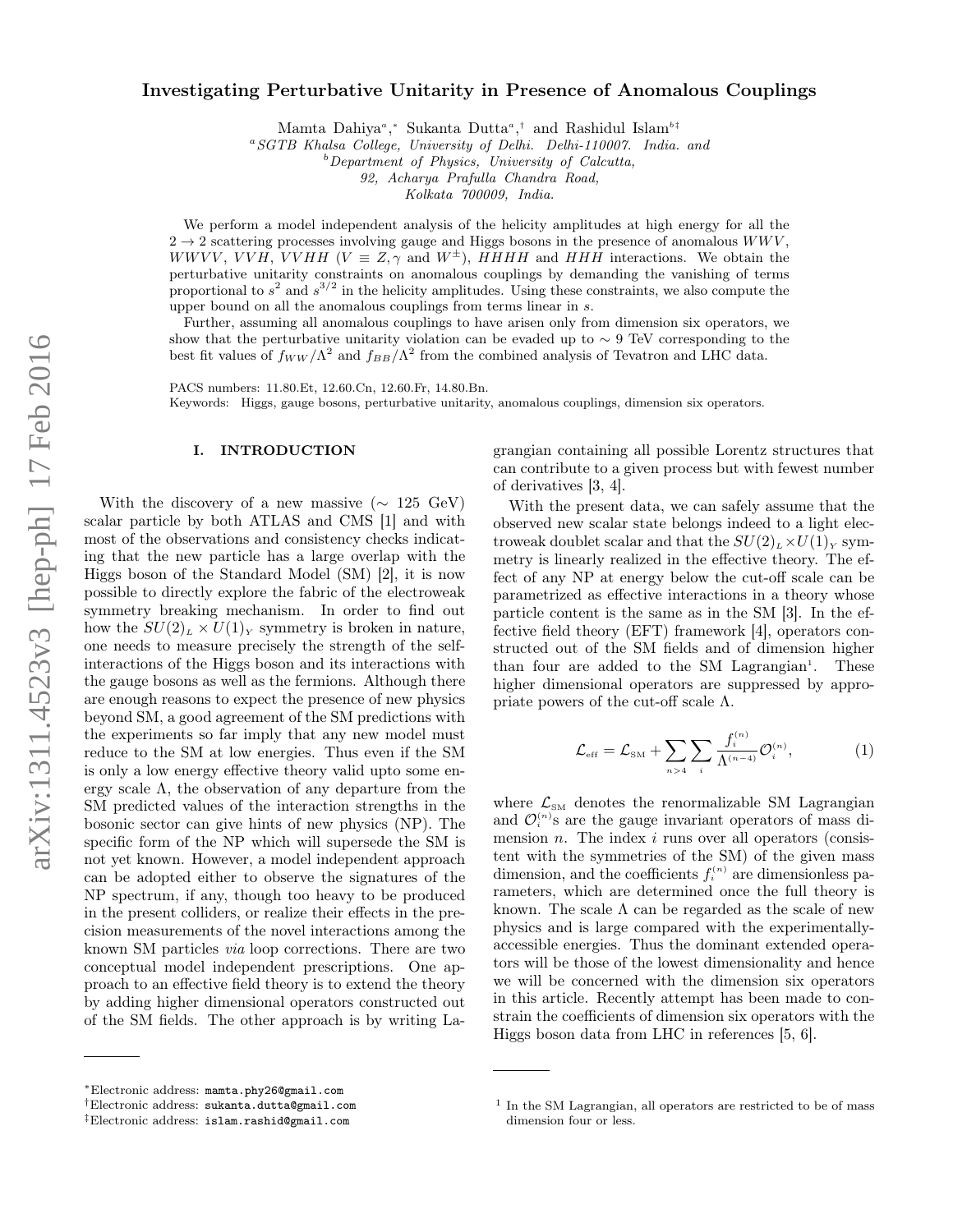# Investigating Perturbative Unitarity in Presence of Anomalous Couplings

Mamta Dahiya[a,*], Sukanta Dutta[a,†], and Rashidul Islam[b‡]

[a] SGTB Khalsa College, University of Delhi. Delhi-110007. India. and

[b] Department of Physics, University of Calcutta, 92, Acharya Prafulla Chandra Road, Kolkata 700009, India.

We perform a model independent analysis of the helicity amplitudes at high energy for all the $2 \to 2$ scattering processes involving gauge and Higgs bosons in the presence of anomalous $WWV$, $WWVV$, $VVH$, $VVHH$ ($V \equiv Z, \gamma$ and $W^{\pm}$), $HHHH$ and $HHH$ interactions. We obtain the perturbative unitarity constraints on anomalous couplings by demanding the vanishing of terms proportional to $s^2$ and $s^{3/2}$ in the helicity amplitudes. Using these constraints, we also compute the upper bound on all the anomalous couplings from terms linear in $s$.

Further, assuming all anomalous couplings to have arisen only from dimension six operators, we show that the perturbative unitarity violation can be evaded up to $\sim 9$ TeV corresponding to the best fit values of $f_{WW}/\Lambda^2$ and $f_{BB}/\Lambda^2$ from the combined analysis of Tevatron and LHC data.

PACS numbers: 11.80.Et, 12.60.Cn, 12.60.Fr, 14.80.Bn.

Keywords: Higgs, gauge bosons, perturbative unitarity, anomalous couplings, dimension six operators.

## I. INTRODUCTION

With the discovery of a new massive ($\sim$ 125 GeV) scalar particle by both ATLAS and CMS [1] and with most of the observations and consistency checks indicating that the new particle has a large overlap with the Higgs boson of the Standard Model (SM) [2], it is now possible to directly explore the fabric of the electroweak symmetry breaking mechanism. In order to find out how the $SU(2)_L \times U(1)_Y$ symmetry is broken in nature, one needs to measure precisely the strength of the self-interactions of the Higgs boson and its interactions with the gauge bosons as well as the fermions. Although there are enough reasons to expect the presence of new physics beyond SM, a good agreement of the SM predictions with the experiments so far imply that any new model must reduce to the SM at low energies. Thus even if the SM is only a low energy effective theory valid upto some energy scale $\Lambda$, the observation of any departure from the SM predicted values of the interaction strengths in the bosonic sector can give hints of new physics (NP). The specific form of the NP which will supersede the SM is not yet known. However, a model independent approach can be adopted either to observe the signatures of the NP spectrum, if any, though too heavy to be produced in the present colliders, or realize their effects in the precision measurements of the novel interactions among the known SM particles *via* loop corrections. There are two conceptual model independent prescriptions. One approach to an effective field theory is to extend the theory by adding higher dimensional operators constructed out of the SM fields. The other approach is by writing Lagrangian containing all possible Lorentz structures that can contribute to a given process but with fewest number of derivatives [3, 4].

With the present data, we can safely assume that the observed new scalar state belongs indeed to a light electroweak doublet scalar and that the $SU(2)_L \times U(1)_Y$ symmetry is linearly realized in the effective theory. The effect of any NP at energy below the cut-off scale can be parametrized as effective interactions in a theory whose particle content is the same as in the SM [3]. In the effective field theory (EFT) framework [4], operators constructed out of the SM fields and of dimension higher than four are added to the SM Lagrangian[1]. These higher dimensional operators are suppressed by appropriate powers of the cut-off scale $\Lambda$.

$$\mathcal{L}_{\rm eff} = \mathcal{L}_{\rm SM} + \sum_{n>4} \sum_{i} \frac{f_i^{(n)}}{\Lambda^{(n-4)}} \mathcal{O}_i^{(n)}, \tag{1}$$

where $\mathcal{L}_{\rm SM}$ denotes the renormalizable SM Lagrangian and $\mathcal{O}_i^{(n)}$s are the gauge invariant operators of mass dimension $n$. The index $i$ runs over all operators (consistent with the symmetries of the SM) of the given mass dimension, and the coefficients $f_i^{(n)}$ are dimensionless parameters, which are determined once the full theory is known. The scale $\Lambda$ can be regarded as the scale of new physics and is large compared with the experimentally-accessible energies. Thus the dominant extended operators will be those of the lowest dimensionality and hence we will be concerned with the dimension six operators in this article. Recently attempt has been made to constrain the coefficients of dimension six operators with the Higgs boson data from LHC in references [5, 6].

---

*Electronic address: mamta.phy26@gmail.com

†Electronic address: sukanta.dutta@gmail.com

‡Electronic address: islam.rashid@gmail.com

[1] In the SM Lagrangian, all operators are restricted to be of mass dimension four or less.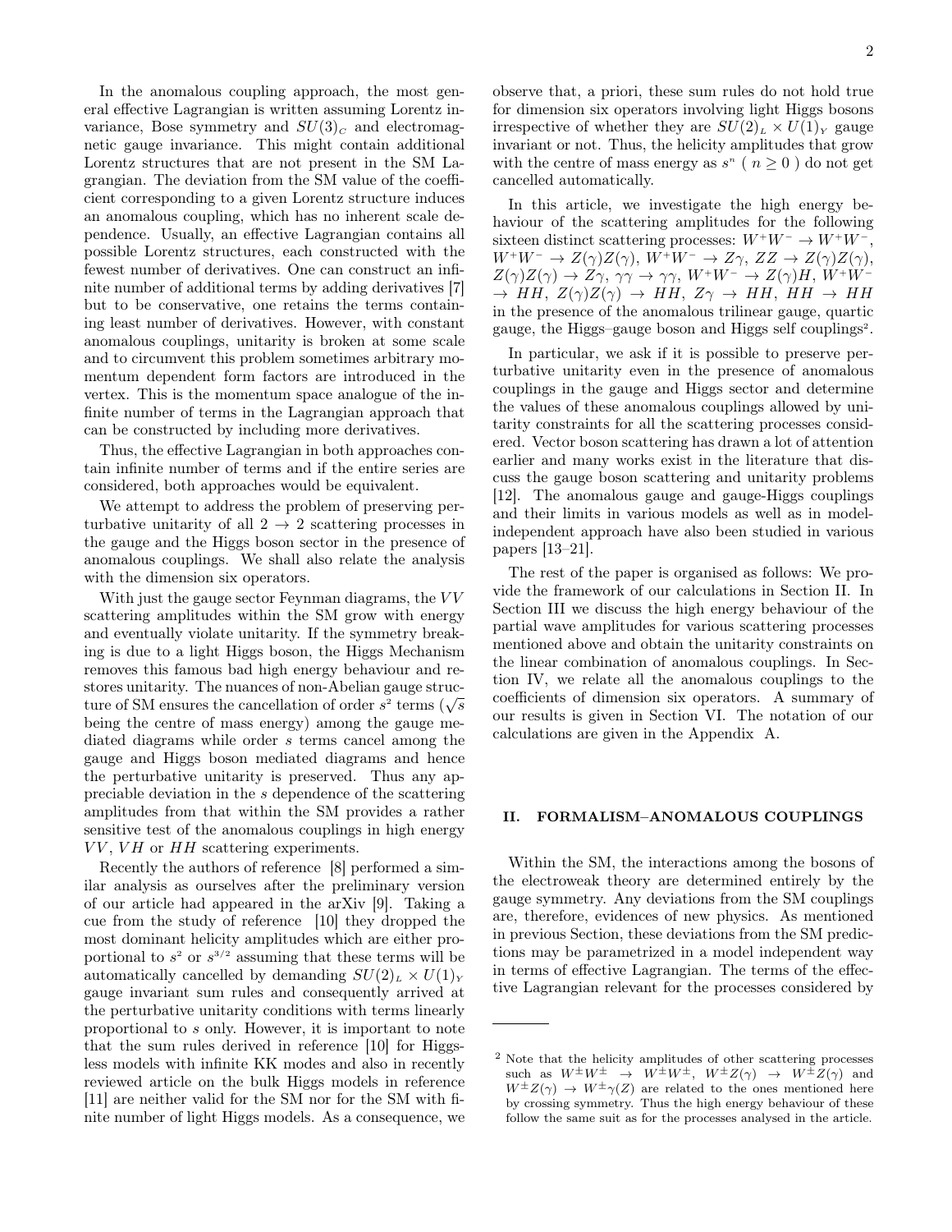In the anomalous coupling approach, the most general effective Lagrangian is written assuming Lorentz invariance, Bose symmetry and $SU(3)_C$ and electromagnetic gauge invariance. This might contain additional Lorentz structures that are not present in the SM Lagrangian. The deviation from the SM value of the coefficient corresponding to a given Lorentz structure induces an anomalous coupling, which has no inherent scale dependence. Usually, an effective Lagrangian contains all possible Lorentz structures, each constructed with the fewest number of derivatives. One can construct an infinite number of additional terms by adding derivatives [7] but to be conservative, one retains the terms containing least number of derivatives. However, with constant anomalous couplings, unitarity is broken at some scale and to circumvent this problem sometimes arbitrary momentum dependent form factors are introduced in the vertex. This is the momentum space analogue of the infinite number of terms in the Lagrangian approach that can be constructed by including more derivatives.

Thus, the effective Lagrangian in both approaches contain infinite number of terms and if the entire series are considered, both approaches would be equivalent.

We attempt to address the problem of preserving perturbative unitarity of all $2 \to 2$ scattering processes in the gauge and the Higgs boson sector in the presence of anomalous couplings. We shall also relate the analysis with the dimension six operators.

With just the gauge sector Feynman diagrams, the $VV$ scattering amplitudes within the SM grow with energy and eventually violate unitarity. If the symmetry breaking is due to a light Higgs boson, the Higgs Mechanism removes this famous bad high energy behaviour and restores unitarity. The nuances of non-Abelian gauge structure of SM ensures the cancellation of order $s^2$ terms ($\sqrt{s}$ being the centre of mass energy) among the gauge mediated diagrams while order $s$ terms cancel among the gauge and Higgs boson mediated diagrams and hence the perturbative unitarity is preserved. Thus any appreciable deviation in the $s$ dependence of the scattering amplitudes from that within the SM provides a rather sensitive test of the anomalous couplings in high energy $VV$, $VH$ or $HH$ scattering experiments.

Recently the authors of reference [8] performed a similar analysis as ourselves after the preliminary version of our article had appeared in the arXiv [9]. Taking a cue from the study of reference [10] they dropped the most dominant helicity amplitudes which are either proportional to $s^2$ or $s^{3/2}$ assuming that these terms will be automatically cancelled by demanding $SU(2)_L \times U(1)_Y$ gauge invariant sum rules and consequently arrived at the perturbative unitarity conditions with terms linearly proportional to $s$ only. However, it is important to note that the sum rules derived in reference [10] for Higgsless models with infinite KK modes and also in recently reviewed article on the bulk Higgs models in reference [11] are neither valid for the SM nor for the SM with finite number of light Higgs models. As a consequence, we observe that, a priori, these sum rules do not hold true for dimension six operators involving light Higgs bosons irrespective of whether they are $SU(2)_L \times U(1)_Y$ gauge invariant or not. Thus, the helicity amplitudes that grow with the centre of mass energy as $s^n$ ( $n \geq 0$ ) do not get cancelled automatically.

In this article, we investigate the high energy behaviour of the scattering amplitudes for the following sixteen distinct scattering processes: $W^+W^- \to W^+W^-$, $W^+W^- \to Z(\gamma)Z(\gamma)$, $W^+W^- \to Z\gamma$, $ZZ \to Z(\gamma)Z(\gamma)$, $Z(\gamma)Z(\gamma) \to Z\gamma$, $\gamma\gamma \to \gamma\gamma$, $W^+W^- \to Z(\gamma)H$, $W^+W^- \to HH$, $Z(\gamma)Z(\gamma) \to HH$, $Z\gamma \to HH$, $HH \to HH$ in the presence of the anomalous trilinear gauge, quartic gauge, the Higgs–gauge boson and Higgs self couplings[2].

In particular, we ask if it is possible to preserve perturbative unitarity even in the presence of anomalous couplings in the gauge and Higgs sector and determine the values of these anomalous couplings allowed by unitarity constraints for all the scattering processes considered. Vector boson scattering has drawn a lot of attention earlier and many works exist in the literature that discuss the gauge boson scattering and unitarity problems [12]. The anomalous gauge and gauge-Higgs couplings and their limits in various models as well as in model-independent approach have also been studied in various papers [13–21].

The rest of the paper is organised as follows: We provide the framework of our calculations in Section II. In Section III we discuss the high energy behaviour of the partial wave amplitudes for various scattering processes mentioned above and obtain the unitarity constraints on the linear combination of anomalous couplings. In Section IV, we relate all the anomalous couplings to the coefficients of dimension six operators. A summary of our results is given in Section VI. The notation of our calculations are given in the Appendix A.

## II. FORMALISM–ANOMALOUS COUPLINGS

Within the SM, the interactions among the bosons of the electroweak theory are determined entirely by the gauge symmetry. Any deviations from the SM couplings are, therefore, evidences of new physics. As mentioned in previous Section, these deviations from the SM predictions may be parametrized in a model independent way in terms of effective Lagrangian. The terms of the effective Lagrangian relevant for the processes considered by

---

[2] Note that the helicity amplitudes of other scattering processes such as $W^\pm W^\pm \to W^\pm W^\pm$, $W^\pm Z(\gamma) \to W^\pm Z(\gamma)$ and $W^\pm Z(\gamma) \to W^\pm \gamma(Z)$ are related to the ones mentioned here by crossing symmetry. Thus the high energy behaviour of these follow the same suit as for the processes analysed in the article.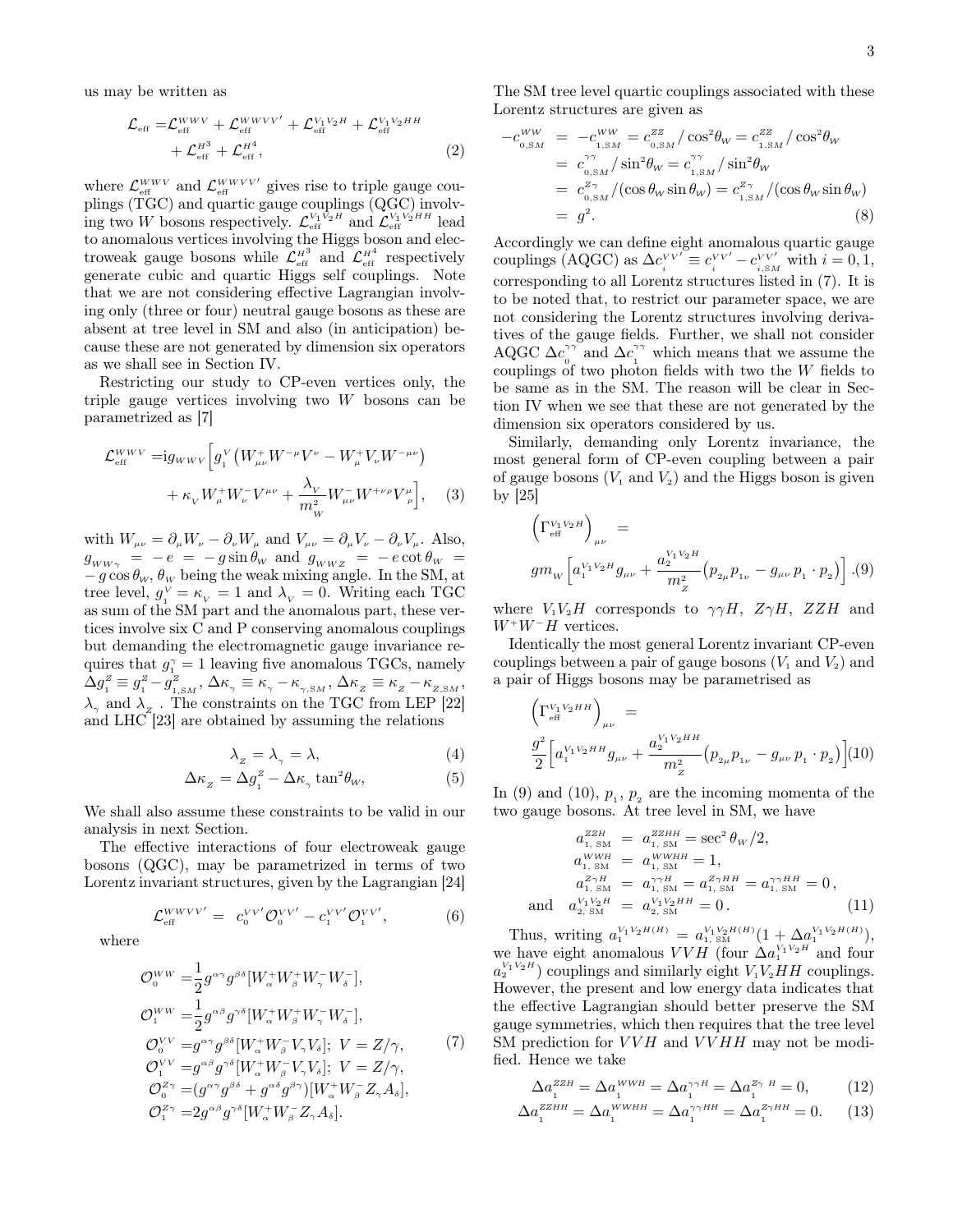us may be written as

$$\mathcal{L}_{\rm eff} = \mathcal{L}_{\rm eff}^{WWV} + \mathcal{L}_{\rm eff}^{WWVV'} + \mathcal{L}_{\rm eff}^{V_1V_2H} + \mathcal{L}_{\rm eff}^{V_1V_2HH} + \mathcal{L}_{\rm eff}^{H^3} + \mathcal{L}_{\rm eff}^{H^4}, \tag{2}$$

where $\mathcal{L}_{\rm eff}^{WWV}$ and $\mathcal{L}_{\rm eff}^{WWVV'}$ gives rise to triple gauge couplings (TGC) and quartic gauge couplings (QGC) involving two $W$ bosons respectively. $\mathcal{L}_{\rm eff}^{V_1V_2H}$ and $\mathcal{L}_{\rm eff}^{V_1V_2HH}$ lead to anomalous vertices involving the Higgs boson and electroweak gauge bosons while $\mathcal{L}_{\rm eff}^{H^3}$ and $\mathcal{L}_{\rm eff}^{H^4}$ respectively generate cubic and quartic Higgs self couplings. Note that we are not considering effective Lagrangian involving only (three or four) neutral gauge bosons as these are absent at tree level in SM and also (in anticipation) because these are not generated by dimension six operators as we shall see in Section IV.

Restricting our study to CP-even vertices only, the triple gauge vertices involving two $W$ bosons can be parametrized as [7]

$$\mathcal{L}_{\rm eff}^{WWV} = i g_{WWV}\Big[g_1^V\left(W^+_{\mu\nu}W^{-\mu}V^\nu - W^+_\mu V_\nu W^{-\mu\nu}\right) + \kappa_V W^+_\mu W^-_\nu V^{\mu\nu} + \frac{\lambda_V}{m_W^2}W^-_{\mu\nu}W^{+\nu\rho}V^\mu_\rho\Big], \tag{3}$$

with $W_{\mu\nu} = \partial_\mu W_\nu - \partial_\nu W_\mu$ and $V_{\mu\nu} = \partial_\mu V_\nu - \partial_\nu V_\mu$. Also, $g_{WW\gamma} = -e = -g\sin\theta_W$ and $g_{WWZ} = -e\cot\theta_W = -g\cos\theta_W$, $\theta_W$ being the weak mixing angle. In the SM, at tree level, $g_1^V = \kappa_V = 1$ and $\lambda_V = 0$. Writing each TGC as sum of the SM part and the anomalous part, these vertices involve six C and P conserving anomalous couplings but demanding the electromagnetic gauge invariance requires that $g_1^\gamma = 1$ leaving five anomalous TGCs, namely $\Delta g_1^Z \equiv g_1^Z - g_{1,SM}^Z$, $\Delta\kappa_\gamma \equiv \kappa_\gamma - \kappa_{\gamma,SM}$, $\Delta\kappa_Z \equiv \kappa_Z - \kappa_{Z,SM}$, $\lambda_\gamma$ and $\lambda_Z$. The constraints on the TGC from LEP [22] and LHC [23] are obtained by assuming the relations

$$\lambda_Z = \lambda_\gamma = \lambda, \tag{4}$$

$$\Delta\kappa_Z = \Delta g_1^Z - \Delta\kappa_\gamma\tan^2\theta_W, \tag{5}$$

We shall also assume these constraints to be valid in our analysis in next Section.

The effective interactions of four electroweak gauge bosons (QGC), may be parametrized in terms of two Lorentz invariant structures, given by the Lagrangian [24]

$$\mathcal{L}_{\rm eff}^{WWVV'} = c_0^{VV'}\mathcal{O}_0^{VV'} - c_1^{VV'}\mathcal{O}_1^{VV'}, \tag{6}$$

where

$$\begin{aligned}
\mathcal{O}_0^{WW} &= \frac{1}{2}g^{\alpha\gamma}g^{\beta\delta}[W^+_\alpha W^+_\beta W^-_\gamma W^-_\delta],\\
\mathcal{O}_1^{WW} &= \frac{1}{2}g^{\alpha\beta}g^{\gamma\delta}[W^+_\alpha W^+_\beta W^-_\gamma W^-_\delta],\\
\mathcal{O}_0^{VV} &= g^{\alpha\gamma}g^{\beta\delta}[W^+_\alpha W^-_\beta V_\gamma V_\delta];\ V = Z/\gamma,\\
\mathcal{O}_1^{VV} &= g^{\alpha\beta}g^{\gamma\delta}[W^+_\alpha W^-_\beta V_\gamma V_\delta];\ V = Z/\gamma,\\
\mathcal{O}_0^{Z\gamma} &= (g^{\alpha\gamma}g^{\beta\delta} + g^{\alpha\delta}g^{\beta\gamma})[W^+_\alpha W^-_\beta Z_\gamma A_\delta],\\
\mathcal{O}_1^{Z\gamma} &= 2g^{\alpha\beta}g^{\gamma\delta}[W^+_\alpha W^-_\beta Z_\gamma A_\delta].
\end{aligned} \tag{7}$$

The SM tree level quartic couplings associated with these Lorentz structures are given as

$$\begin{aligned}
-c_{0,SM}^{WW} &= -c_{1,SM}^{WW} = c_{0,SM}^{ZZ}/\cos^2\theta_W = c_{1,SM}^{ZZ}/\cos^2\theta_W\\
&= c_{0,SM}^{\gamma\gamma}/\sin^2\theta_W = c_{1,SM}^{\gamma\gamma}/\sin^2\theta_W\\
&= c_{0,SM}^{Z\gamma}/(\cos\theta_W\sin\theta_W) = c_{1,SM}^{Z\gamma}/(\cos\theta_W\sin\theta_W)\\
&= g^2.
\end{aligned} \tag{8}$$

Accordingly we can define eight anomalous quartic gauge couplings (AQGC) as $\Delta c_i^{VV'} \equiv c_i^{VV'} - c_{i,SM}^{VV'}$ with $i = 0, 1$, corresponding to all Lorentz structures listed in (7). It is to be noted that, to restrict our parameter space, we are not considering the Lorentz structures involving derivatives of the gauge fields. Further, we shall not consider AQGC $\Delta c_0^{\gamma\gamma}$ and $\Delta c_1^{\gamma\gamma}$ which means that we assume the couplings of two photon fields with two the $W$ fields to be same as in the SM. The reason will be clear in Section IV when we see that these are not generated by the dimension six operators considered by us.

Similarly, demanding only Lorentz invariance, the most general form of CP-even coupling between a pair of gauge bosons ($V_1$ and $V_2$) and the Higgs boson is given by [25]

$$\left(\Gamma_{\rm eff}^{V_1V_2H}\right)_{\mu\nu} = g m_W\left[a_1^{V_1V_2H}g_{\mu\nu} + \frac{a_2^{V_1V_2H}}{m_Z^2}\left(p_{2\mu}p_{1\nu} - g_{\mu\nu}\,p_1\cdot p_2\right)\right]. \tag{9}$$

where $V_1V_2H$ corresponds to $\gamma\gamma H$, $Z\gamma H$, $ZZH$ and $W^+W^-H$ vertices.

Identically the most general Lorentz invariant CP-even couplings between a pair of gauge bosons ($V_1$ and $V_2$) and a pair of Higgs bosons may be parametrised as

$$\left(\Gamma_{\rm eff}^{V_1V_2HH}\right)_{\mu\nu} = \frac{g^2}{2}\Big[a_1^{V_1V_2HH}g_{\mu\nu} + \frac{a_2^{V_1V_2HH}}{m_Z^2}\left(p_{2\mu}p_{1\nu} - g_{\mu\nu}\,p_1\cdot p_2\right)\Big] \tag{10}$$

In (9) and (10), $p_1$, $p_2$ are the incoming momenta of the two gauge bosons. At tree level in SM, we have

$$\begin{aligned}
a_{1,\,\rm SM}^{ZZH} &= a_{1,\,\rm SM}^{ZZHH} = \sec^2\theta_W/2,\\
a_{1,\,\rm SM}^{WWH} &= a_{1,\,\rm SM}^{WWHH} = 1,\\
a_{1,\,\rm SM}^{Z\gamma H} &= a_{1,\,\rm SM}^{\gamma\gamma H} = a_{1,\,\rm SM}^{Z\gamma HH} = a_{1,\,\rm SM}^{\gamma\gamma HH} = 0,\\
\text{and}\quad a_{2,\,\rm SM}^{V_1V_2H} &= a_{2,\,\rm SM}^{V_1V_2HH} = 0.
\end{aligned} \tag{11}$$

Thus, writing $a_1^{V_1V_2H(H)} = a_{1,\,\rm SM}^{V_1V_2H(H)}(1 + \Delta a_1^{V_1V_2H(H)})$, we have eight anomalous $VVH$ (four $\Delta a_1^{V_1V_2H}$ and four $a_2^{V_1V_2H}$) couplings and similarly eight $V_1V_2HH$ couplings. However, the present and low energy data indicates that the effective Lagrangian should better preserve the SM gauge symmetries, which then requires that the tree level SM prediction for $VVH$ and $VVHH$ may not be modified. Hence we take

$$\Delta a_1^{ZZH} = \Delta a_1^{WWH} = \Delta a_1^{\gamma\gamma H} = \Delta a_1^{Z\gamma\ H} = 0, \tag{12}$$

$$\Delta a_1^{ZZHH} = \Delta a_1^{WWHH} = \Delta a_1^{\gamma\gamma HH} = \Delta a_1^{Z\gamma HH} = 0. \tag{13}$$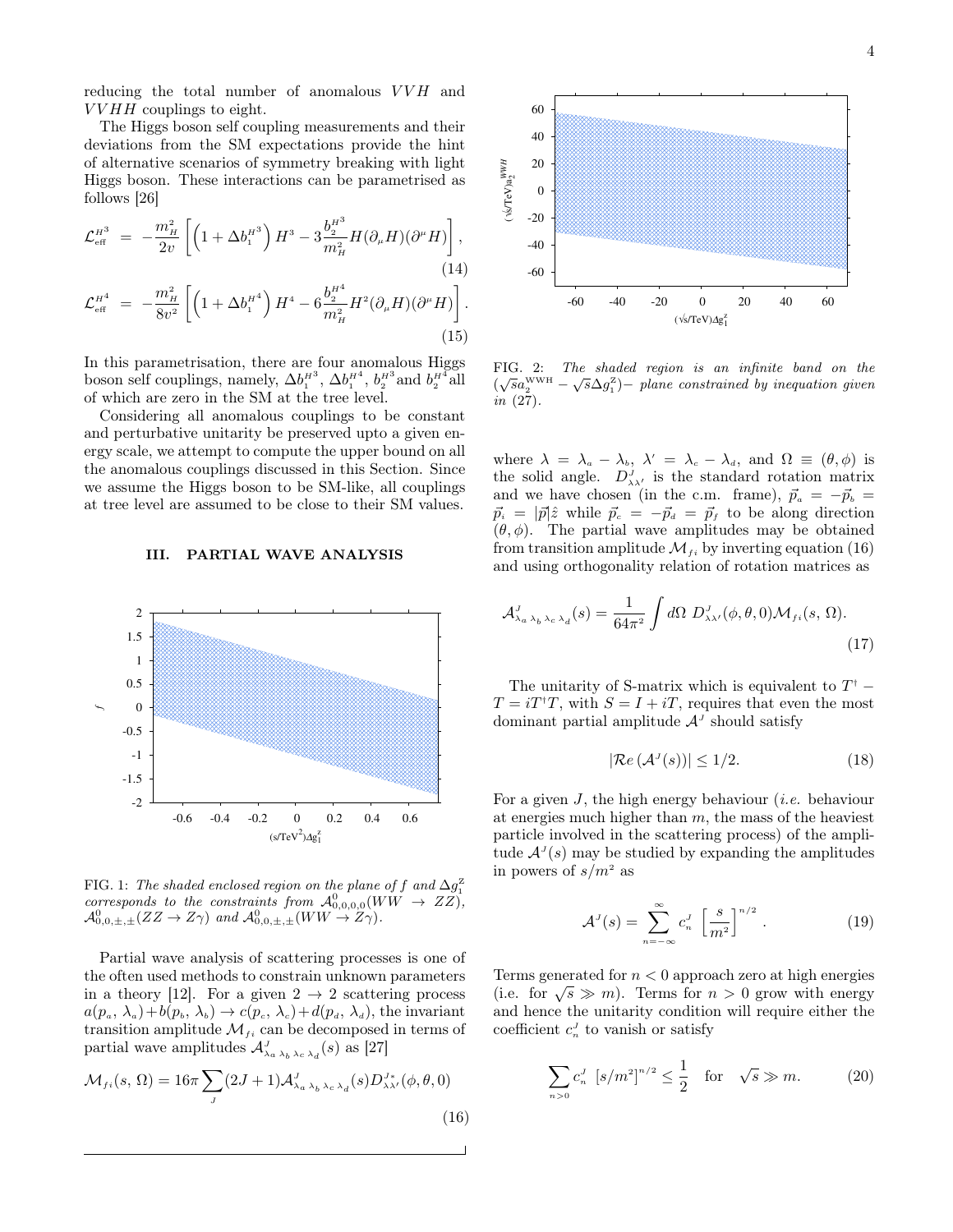reducing the total number of anomalous $VVH$ and $VVHH$ couplings to eight.

The Higgs boson self coupling measurements and their deviations from the SM expectations provide the hint of alternative scenarios of symmetry breaking with light Higgs boson. These interactions can be parametrised as follows [26]

$$\mathcal{L}_{\rm eff}^{H^3} = -\frac{m_H^2}{2v}\left[\left(1+\Delta b_1^{H^3}\right)H^3 - 3\frac{b_2^{H^3}}{m_H^2}H(\partial_\mu H)(\partial^\mu H)\right], \tag{14}$$

$$\mathcal{L}_{\rm eff}^{H^4} = -\frac{m_H^2}{8v^2}\left[\left(1+\Delta b_1^{H^4}\right)H^4 - 6\frac{b_2^{H^4}}{m_H^2}H^2(\partial_\mu H)(\partial^\mu H)\right]. \tag{15}$$

In this parametrisation, there are four anomalous Higgs boson self couplings, namely, $\Delta b_1^{H^3}$, $\Delta b_1^{H^4}$, $b_2^{H^3}$ and $b_2^{H^4}$ all of which are zero in the SM at the tree level.

Considering all anomalous couplings to be constant and perturbative unitarity be preserved upto a given energy scale, we attempt to compute the upper bound on all the anomalous couplings discussed in this Section. Since we assume the Higgs boson to be SM-like, all couplings at tree level are assumed to be close to their SM values.

## III. PARTIAL WAVE ANALYSIS

FIG. 1: *The shaded enclosed region on the plane of $f$ and $\Delta g_1^Z$ corresponds to the constraints from $\mathcal{A}^0_{0,0,0,0}(WW \to ZZ)$, $\mathcal{A}^0_{0,0,\pm,\pm}(ZZ \to Z\gamma)$ and $\mathcal{A}^0_{0,0,\pm,\pm}(WW \to Z\gamma)$.*

Partial wave analysis of scattering processes is one of the often used methods to constrain unknown parameters in a theory [12]. For a given $2 \to 2$ scattering process $a(p_a,\,\lambda_a)+b(p_b,\,\lambda_b) \to c(p_c,\,\lambda_c)+d(p_d,\,\lambda_d)$, the invariant transition amplitude $\mathcal{M}_{fi}$ can be decomposed in terms of partial wave amplitudes $\mathcal{A}^J_{\lambda_a\,\lambda_b\,\lambda_c\,\lambda_d}(s)$ as [27]

$$\mathcal{M}_{fi}(s,\,\Omega) = 16\pi\sum_J(2J+1)\mathcal{A}^J_{\lambda_a\,\lambda_b\,\lambda_c\,\lambda_d}(s)D^{J*}_{\lambda\lambda'}(\phi,\theta,0) \tag{16}$$

FIG. 2: *The shaded region is an infinite band on the $(\sqrt{s}a_2^{\rm WWH} - \sqrt{s}\Delta g_1^Z)-$ plane constrained by inequation given in (27).*

where $\lambda = \lambda_a - \lambda_b$, $\lambda' = \lambda_c - \lambda_d$, and $\Omega \equiv (\theta,\phi)$ is the solid angle. $D^J_{\lambda\lambda'}$ is the standard rotation matrix and we have chosen (in the c.m. frame), $\vec{p}_a = -\vec{p}_b = \vec{p}_i = |\vec{p}|\hat{z}$ while $\vec{p}_c = -\vec{p}_d = \vec{p}_f$ to be along direction $(\theta,\phi)$. The partial wave amplitudes may be obtained from transition amplitude $\mathcal{M}_{fi}$ by inverting equation (16) and using orthogonality relation of rotation matrices as

$$\mathcal{A}^J_{\lambda_a\,\lambda_b\,\lambda_c\,\lambda_d}(s) = \frac{1}{64\pi^2}\int d\Omega\; D^J_{\lambda\lambda'}(\phi,\theta,0)\mathcal{M}_{fi}(s,\,\Omega). \tag{17}$$

The unitarity of S-matrix which is equivalent to $T^\dagger - T = iT^\dagger T$, with $S = I + iT$, requires that even the most dominant partial amplitude $\mathcal{A}^J$ should satisfy

$$|\mathcal{R}e\left(\mathcal{A}^J(s)\right)| \leq 1/2. \tag{18}$$

For a given $J$, the high energy behaviour (*i.e.* behaviour at energies much higher than $m$, the mass of the heaviest particle involved in the scattering process) of the amplitude $\mathcal{A}^J(s)$ may be studied by expanding the amplitudes in powers of $s/m^2$ as

$$\mathcal{A}^J(s) = \sum_{n=-\infty}^{\infty} c^J_n\,\left[\frac{s}{m^2}\right]^{n/2}. \tag{19}$$

Terms generated for $n < 0$ approach zero at high energies (i.e. for $\sqrt{s} \gg m$). Terms for $n > 0$ grow with energy and hence the unitarity condition will require either the coefficient $c^J_n$ to vanish or satisfy

$$\sum_{n>0} c^J_n\,\left[s/m^2\right]^{n/2} \leq \frac{1}{2} \quad \text{for} \quad \sqrt{s} \gg m. \tag{20}$$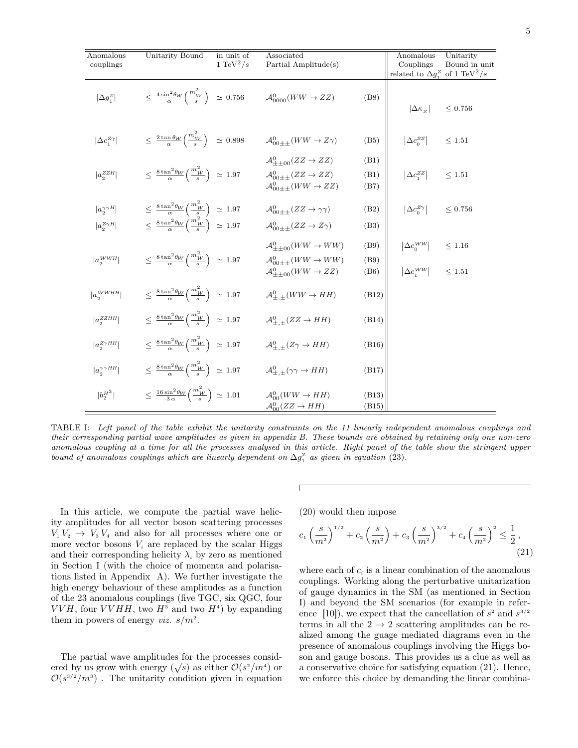| Anomalous couplings | Unitarity Bound | in unit of $1\ \text{TeV}^2/s$ | Associated Partial Amplitude(s) | | Anomalous Couplings related to $\Delta g_1^Z$ | Unitarity Bound in unit of $1\ \text{TeV}^2/s$ |
|---|---|---|---|---|---|---|
| $\lvert\Delta g_1^Z\rvert$ | $\leq \frac{4\sin^2\theta_W}{\alpha}\left(\frac{m_W^2}{s}\right)$ | $\simeq 0.756$ | $\mathcal{A}^0_{0000}(WW \to ZZ)$ | (B8) | $\lvert\Delta\kappa_Z\rvert$ | $\leq 0.756$ |
| $\lvert\Delta c_1^{Z\gamma}\rvert$ | $\leq \frac{2\tan\theta_W}{\alpha}\left(\frac{m_W^2}{s}\right)$ | $\simeq 0.898$ | $\mathcal{A}^0_{00\pm\pm}(WW \to Z\gamma)$ | (B5) | $\lvert\Delta c_0^{ZZ}\rvert$ | $\leq 1.51$ |
| $\lvert a_2^{ZZH}\rvert$ | $\leq \frac{8\tan^2\theta_W}{\alpha}\left(\frac{m_W^2}{s}\right)$ | $\simeq 1.97$ | $\mathcal{A}^0_{\pm\pm00}(ZZ \to ZZ)$<br>$\mathcal{A}^0_{00\pm\pm}(ZZ \to ZZ)$<br>$\mathcal{A}^0_{00\pm\pm}(WW \to ZZ)$ | (B1)<br>(B1)<br>(B7) | $\lvert\Delta c_1^{ZZ}\rvert$ | $\leq 1.51$ |
| $\lvert a_2^{\gamma\gamma H}\rvert$ | $\leq \frac{8\tan^2\theta_W}{\alpha}\left(\frac{m_W^2}{s}\right)$ | $\simeq 1.97$ | $\mathcal{A}^0_{00\pm\pm}(ZZ \to \gamma\gamma)$ | (B2) | $\lvert\Delta c_0^{Z\gamma}\rvert$ | $\leq 0.756$ |
| $\lvert a_2^{Z\gamma H}\rvert$ | $\leq \frac{8\tan^2\theta_W}{\alpha}\left(\frac{m_W^2}{s}\right)$ | $\simeq 1.97$ | $\mathcal{A}^0_{00\pm\pm}(ZZ \to Z\gamma)$ | (B3) | | |
| $\lvert a_2^{WWH}\rvert$ | $\leq \frac{8\tan^2\theta_W}{\alpha}\left(\frac{m_W^2}{s}\right)$ | $\simeq 1.97$ | $\mathcal{A}^0_{\pm\pm00}(WW \to WW)$<br>$\mathcal{A}^0_{00\pm\pm}(WW \to WW)$<br>$\mathcal{A}^0_{\pm\pm00}(WW \to ZZ)$ | (B9)<br>(B9)<br>(B6) | $\lvert\Delta c_0^{WW}\rvert$<br>$\lvert\Delta c_1^{WW}\rvert$ | $\leq 1.16$<br>$\leq 1.51$ |
| $\lvert a_2^{WWHH}\rvert$ | $\leq \frac{8\tan^2\theta_W}{\alpha}\left(\frac{m_W^2}{s}\right)$ | $\simeq 1.97$ | $\mathcal{A}^0_{\pm,\pm}(WW \to HH)$ | (B12) | | |
| $\lvert a_2^{ZZHH}\rvert$ | $\leq \frac{8\tan^2\theta_W}{\alpha}\left(\frac{m_W^2}{s}\right)$ | $\simeq 1.97$ | $\mathcal{A}^0_{\pm,\pm}(ZZ \to HH)$ | (B14) | | |
| $\lvert a_2^{Z\gamma HH}\rvert$ | $\leq \frac{8\tan^2\theta_W}{\alpha}\left(\frac{m_W^2}{s}\right)$ | $\simeq 1.97$ | $\mathcal{A}^0_{\pm,\pm}(Z\gamma \to HH)$ | (B16) | | |
| $\lvert a_2^{\gamma\gamma HH}\rvert$ | $\leq \frac{8\tan^2\theta_W}{\alpha}\left(\frac{m_W^2}{s}\right)$ | $\simeq 1.97$ | $\mathcal{A}^0_{\pm,\pm}(\gamma\gamma \to HH)$ | (B17) | | |
| $\lvert b_2^{H^3}\rvert$ | $\leq \frac{16\sin^2\theta_W}{3\,\alpha}\left(\frac{m_W^2}{s}\right)$ | $\simeq 1.01$ | $\mathcal{A}^0_{00}(WW \to HH)$<br>$\mathcal{A}^0_{00}(ZZ \to HH)$ | (B13)<br>(B15) | | |

TABLE I: *Left panel of the table exhibit the unitarity constraints on the 11 linearly independent anomalous couplings and their corresponding partial wave amplitudes as given in appendix B. These bounds are obtained by retaining only one non-zero anomalous coupling at a time for all the processes analysed in this article. Right panel of the table show the stringent upper bound of anomalous couplings which are linearly dependent on $\Delta g_1^Z$ as given in equation* (23).

In this article, we compute the partial wave helicity amplitudes for all vector boson scattering processes $V_1 V_2 \to V_3 V_4$ and also for all processes where one or more vector bosons $V_i$ are replaced by the scalar Higgs and their corresponding helicity $\lambda_i$ by zero as mentioned in Section I (with the choice of momenta and polarisations listed in Appendix A). We further investigate the high energy behaviour of these amplitudes as a function of the 23 anomalous couplings (five TGC, six QGC, four $VVH$, four $VVHH$, two $H^3$ and two $H^4$) by expanding them in powers of energy *viz.* $s/m^2$.

The partial wave amplitudes for the processes considered by us grow with energy ($\sqrt{s}$) as either $\mathcal{O}(s^2/m^4)$ or $\mathcal{O}(s^{3/2}/m^3)$ . The unitarity condition given in equation (20) would then impose

$$c_1\left(\frac{s}{m^2}\right)^{1/2} + c_2\left(\frac{s}{m^2}\right) + c_3\left(\frac{s}{m^2}\right)^{3/2} + c_4\left(\frac{s}{m^2}\right)^2 \leq \frac{1}{2}\,, \tag{21}$$

where each of $c_i$ is a linear combination of the anomalous couplings. Working along the perturbative unitarization of gauge dynamics in the SM (as mentioned in Section I) and beyond the SM scenarios (for example in reference [10]), we expect that the cancellation of $s^2$ and $s^{3/2}$ terms in all the $2 \to 2$ scattering amplitudes can be realized among the guage mediated diagrams even in the presence of anomalous couplings involving the Higgs boson and gauge bosons. This provides us a clue as well as a conservative choice for satisfying equation (21). Hence, we enforce this choice by demanding the linear combina-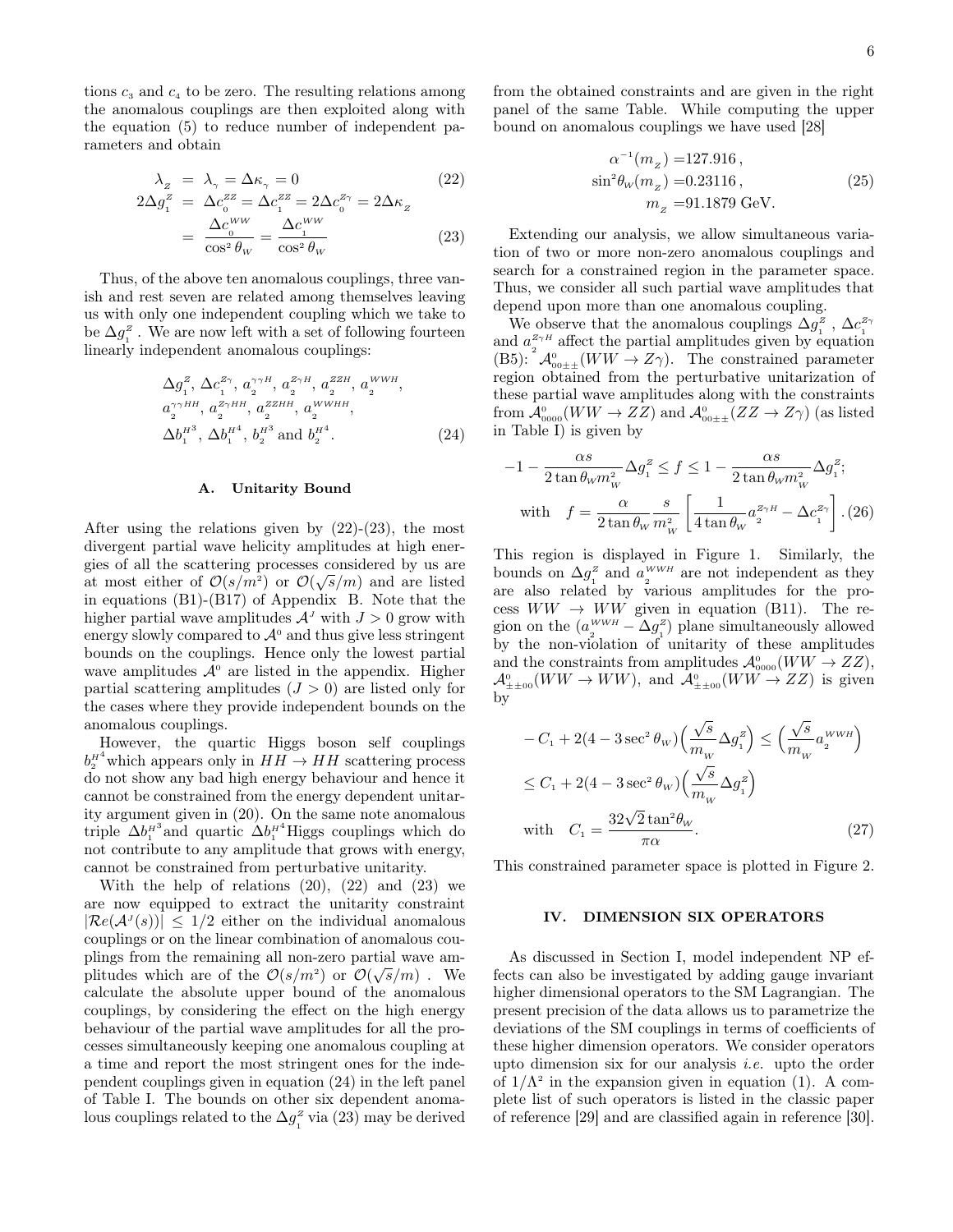tions $c_3$ and $c_4$ to be zero. The resulting relations among the anomalous couplings are then exploited along with the equation (5) to reduce number of independent parameters and obtain

$$\lambda_Z = \lambda_\gamma = \Delta\kappa_\gamma = 0 \tag{22}$$

$$2\Delta g_1^Z = \Delta c_0^{ZZ} = \Delta c_1^{ZZ} = 2\Delta c_0^{Z\gamma} = 2\Delta\kappa_Z$$
$$= \frac{\Delta c_0^{WW}}{\cos^2\theta_W} = \frac{\Delta c_1^{WW}}{\cos^2\theta_W} \tag{23}$$

Thus, of the above ten anomalous couplings, three vanish and rest seven are related among themselves leaving us with only one independent coupling which we take to be $\Delta g_1^Z$. We are now left with a set of following fourteen linearly independent anomalous couplings:

$$\Delta g_1^Z,\ \Delta c_1^{Z\gamma},\ a_2^{\gamma\gamma H},\ a_2^{Z\gamma H},\ a_2^{ZZH},\ a_2^{WWH},$$
$$a_2^{\gamma\gamma HH},\ a_2^{Z\gamma HH},\ a_2^{ZZHH},\ a_2^{WWHH},$$
$$\Delta b_1^{H^3},\ \Delta b_1^{H^4},\ b_2^{H^3} \text{ and } b_2^{H^4}. \tag{24}$$

### A. Unitarity Bound

After using the relations given by (22)-(23), the most divergent partial wave helicity amplitudes at high energies of all the scattering processes considered by us are at most either of $\mathcal{O}(s/m^2)$ or $\mathcal{O}(\sqrt{s}/m)$ and are listed in equations (B1)-(B17) of Appendix B. Note that the higher partial wave amplitudes $\mathcal{A}^J$ with $J > 0$ grow with energy slowly compared to $\mathcal{A}^0$ and thus give less stringent bounds on the couplings. Hence only the lowest partial wave amplitudes $\mathcal{A}^0$ are listed in the appendix. Higher partial scattering amplitudes ($J > 0$) are listed only for the cases where they provide independent bounds on the anomalous couplings.

However, the quartic Higgs boson self couplings $b_2^{H^4}$ which appears only in $HH \to HH$ scattering process do not show any bad high energy behaviour and hence it cannot be constrained from the energy dependent unitarity argument given in (20). On the same note anomalous triple $\Delta b_1^{H^3}$ and quartic $\Delta b_1^{H^4}$ Higgs couplings which do not contribute to any amplitude that grows with energy, cannot be constrained from perturbative unitarity.

With the help of relations (20), (22) and (23) we are now equipped to extract the unitarity constraint $|\mathcal{R}e(\mathcal{A}^J(s))| \le 1/2$ either on the individual anomalous couplings or on the linear combination of anomalous couplings from the remaining all non-zero partial wave amplitudes which are of the $\mathcal{O}(s/m^2)$ or $\mathcal{O}(\sqrt{s}/m)$ . We calculate the absolute upper bound of the anomalous couplings, by considering the effect on the high energy behaviour of the partial wave amplitudes for all the processes simultaneously keeping one anomalous coupling at a time and report the most stringent ones for the independent couplings given in equation (24) in the left panel of Table I. The bounds on other six dependent anomalous couplings related to the $\Delta g_1^Z$ via (23) may be derived from the obtained constraints and are given in the right panel of the same Table. While computing the upper bound on anomalous couplings we have used [28]

$$\alpha^{-1}(m_Z) = 127.916\,,$$
$$\sin^2\theta_W(m_Z) = 0.23116\,, \tag{25}$$
$$m_Z = 91.1879 \text{ GeV}.$$

Extending our analysis, we allow simultaneous variation of two or more non-zero anomalous couplings and search for a constrained region in the parameter space. Thus, we consider all such partial wave amplitudes that depend upon more than one anomalous coupling.

We observe that the anomalous couplings $\Delta g_1^Z$ , $\Delta c_1^{Z\gamma}$ and $a_2^{Z\gamma H}$ affect the partial amplitudes given by equation (B5): $\mathcal{A}^0_{00\pm\pm}(WW \to Z\gamma)$. The constrained parameter region obtained from the perturbative unitarization of these partial wave amplitudes along with the constraints from $\mathcal{A}^0_{0000}(WW \to ZZ)$ and $\mathcal{A}^0_{00\pm\pm}(ZZ \to Z\gamma)$ (as listed in Table I) is given by

$$-1 - \frac{\alpha s}{2\tan\theta_W m_W^2}\Delta g_1^Z \le f \le 1 - \frac{\alpha s}{2\tan\theta_W m_W^2}\Delta g_1^Z;$$
$$\text{with} \quad f = \frac{\alpha}{2\tan\theta_W}\frac{s}{m_W^2}\left[\frac{1}{4\tan\theta_W}a_2^{Z\gamma H} - \Delta c_1^{Z\gamma}\right]. \tag{26}$$

This region is displayed in Figure 1. Similarly, the bounds on $\Delta g_1^Z$ and $a_2^{WWH}$ are not independent as they are also related by various amplitudes for the process $WW \to WW$ given in equation (B11). The region on the $(a_2^{WWH} - \Delta g_1^Z)$ plane simultaneously allowed by the non-violation of unitarity of these amplitudes and the constraints from amplitudes $\mathcal{A}^0_{0000}(WW \to ZZ)$, $\mathcal{A}^0_{\pm\pm 00}(WW \to WW)$, and $\mathcal{A}^0_{\pm\pm 00}(WW \to ZZ)$ is given by

$$-C_1 + 2(4 - 3\sec^2\theta_W)\Big(\frac{\sqrt{s}}{m_W}\Delta g_1^Z\Big) \le \Big(\frac{\sqrt{s}}{m_W}a_2^{WWH}\Big)$$
$$\le C_1 + 2(4 - 3\sec^2\theta_W)\Big(\frac{\sqrt{s}}{m_W}\Delta g_1^Z\Big)$$
$$\text{with} \quad C_1 = \frac{32\sqrt{2}\tan^2\theta_W}{\pi\alpha}. \tag{27}$$

This constrained parameter space is plotted in Figure 2.

## IV. DIMENSION SIX OPERATORS

As discussed in Section I, model independent NP effects can also be investigated by adding gauge invariant higher dimensional operators to the SM Lagrangian. The present precision of the data allows us to parametrize the deviations of the SM couplings in terms of coefficients of these higher dimension operators. We consider operators upto dimension six for our analysis *i.e.* upto the order of $1/\Lambda^2$ in the expansion given in equation (1). A complete list of such operators is listed in the classic paper of reference [29] and are classified again in reference [30].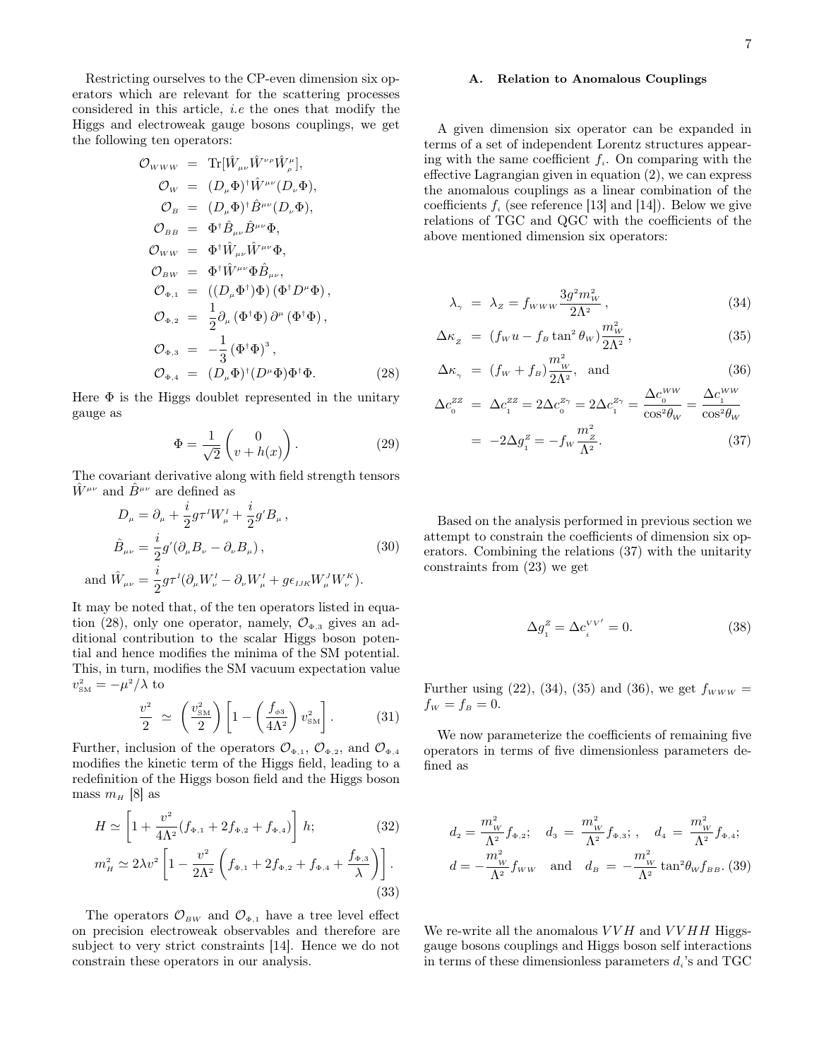Restricting ourselves to the CP-even dimension six operators which are relevant for the scattering processes considered in this article, *i.e* the ones that modify the Higgs and electroweak gauge bosons couplings, we get the following ten operators:

$$
\begin{aligned}
\mathcal{O}_{WWW} &= \mathrm{Tr}[\hat{W}_{\mu\nu}\hat{W}^{\nu\rho}\hat{W}_{\rho}^{\mu}], \\
\mathcal{O}_{W} &= (D_\mu\Phi)^\dagger \hat{W}^{\mu\nu}(D_\nu\Phi), \\
\mathcal{O}_{B} &= (D_\mu\Phi)^\dagger \hat{B}^{\mu\nu}(D_\nu\Phi), \\
\mathcal{O}_{BB} &= \Phi^\dagger \hat{B}_{\mu\nu}\hat{B}^{\mu\nu}\Phi, \\
\mathcal{O}_{WW} &= \Phi^\dagger \hat{W}_{\mu\nu}\hat{W}^{\mu\nu}\Phi, \\
\mathcal{O}_{BW} &= \Phi^\dagger \hat{W}^{\mu\nu}\Phi\hat{B}_{\mu\nu}, \\
\mathcal{O}_{\Phi,1} &= \left((D_\mu\Phi^\dagger)\Phi\right)\left(\Phi^\dagger D^\mu\Phi\right), \\
\mathcal{O}_{\Phi,2} &= \frac{1}{2}\partial_\mu\left(\Phi^\dagger\Phi\right)\partial^\mu\left(\Phi^\dagger\Phi\right), \\
\mathcal{O}_{\Phi,3} &= -\frac{1}{3}\left(\Phi^\dagger\Phi\right)^3, \\
\mathcal{O}_{\Phi,4} &= (D_\mu\Phi)^\dagger(D^\mu\Phi)\Phi^\dagger\Phi. \qquad (28)
\end{aligned}
$$

Here $\Phi$ is the Higgs doublet represented in the unitary gauge as

$$
\Phi = \frac{1}{\sqrt{2}}\begin{pmatrix} 0 \\ v + h(x)\end{pmatrix}. \qquad (29)
$$

The covariant derivative along with field strength tensors $\hat{W}^{\mu\nu}$ and $\hat{B}^{\mu\nu}$ are defined as

$$
\begin{aligned}
D_\mu &= \partial_\mu + \frac{i}{2}g\tau^I W_\mu^I + \frac{i}{2}g' B_\mu\,, \\
\hat{B}_{\mu\nu} &= \frac{i}{2}g'(\partial_\mu B_\nu - \partial_\nu B_\mu)\,, \qquad (30)\\
\text{and } \hat{W}_{\mu\nu} &= \frac{i}{2}g\tau^I(\partial_\mu W_\nu^I - \partial_\nu W_\mu^I + g\epsilon_{IJK}W_\mu^J W_\nu^K).
\end{aligned}
$$

It may be noted that, of the ten operators listed in equation (28), only one operator, namely, $\mathcal{O}_{\Phi,3}$ gives an additional contribution to the scalar Higgs boson potential and hence modifies the minima of the SM potential. This, in turn, modifies the SM vacuum expectation value $v_{\rm SM}^2 = -\mu^2/\lambda$ to

$$
\frac{v^2}{2} \simeq \left(\frac{v_{\rm SM}^2}{2}\right)\left[1 - \left(\frac{f_{\phi 3}}{4\Lambda^2}\right)v_{\rm SM}^2\right]. \qquad (31)
$$

Further, inclusion of the operators $\mathcal{O}_{\Phi,1}$, $\mathcal{O}_{\Phi,2}$, and $\mathcal{O}_{\Phi,4}$ modifies the kinetic term of the Higgs field, leading to a redefinition of the Higgs boson field and the Higgs boson mass $m_H$ [8] as

$$
H \simeq \left[1 + \frac{v^2}{4\Lambda^2}(f_{\Phi,1} + 2f_{\Phi,2} + f_{\Phi,4})\right]h; \qquad (32)
$$

$$
m_H^2 \simeq 2\lambda v^2\left[1 - \frac{v^2}{2\Lambda^2}\left(f_{\Phi,1} + 2f_{\Phi,2} + f_{\Phi,4} + \frac{f_{\Phi,3}}{\lambda}\right)\right]. \qquad (33)
$$

The operators $\mathcal{O}_{BW}$ and $\mathcal{O}_{\Phi,1}$ have a tree level effect on precision electroweak observables and therefore are subject to very strict constraints [14]. Hence we do not constrain these operators in our analysis.

### A. Relation to Anomalous Couplings

A given dimension six operator can be expanded in terms of a set of independent Lorentz structures appearing with the same coefficient $f_i$. On comparing with the effective Lagrangian given in equation (2), we can express the anomalous couplings as a linear combination of the coefficients $f_i$ (see reference [13] and [14]). Below we give relations of TGC and QGC with the coefficients of the above mentioned dimension six operators:

$$
\lambda_\gamma = \lambda_Z = f_{WWW}\frac{3g^2 m_W^2}{2\Lambda^2}\,, \qquad (34)
$$

$$
\Delta\kappa_Z = (f_W u - f_B\tan^2\theta_W)\frac{m_W^2}{2\Lambda^2}\,, \qquad (35)
$$

$$
\Delta\kappa_\gamma = (f_W + f_B)\frac{m_W^2}{2\Lambda^2}, \quad \text{and} \qquad (36)
$$

$$
\begin{aligned}
\Delta c_0^{ZZ} &= \Delta c_1^{ZZ} = 2\Delta c_0^{Z\gamma} = 2\Delta c_1^{Z\gamma} = \frac{\Delta c_0^{WW}}{\cos^2\theta_W} = \frac{\Delta c_1^{WW}}{\cos^2\theta_W} \\
&= -2\Delta g_1^Z = -f_W\frac{m_Z^2}{\Lambda^2}. \qquad (37)
\end{aligned}
$$

Based on the analysis performed in previous section we attempt to constrain the coefficients of dimension six operators. Combining the relations (37) with the unitarity constraints from (23) we get

$$
\Delta g_1^Z = \Delta c_i^{VV'} = 0. \qquad (38)
$$

Further using (22), (34), (35) and (36), we get $f_{WWW} = f_W = f_B = 0$.

We now parameterize the coefficients of remaining five operators in terms of five dimensionless parameters defined as

$$
\begin{aligned}
d_2 &= \frac{m_W^2}{\Lambda^2}f_{\Phi,2}; \quad d_3 = \frac{m_W^2}{\Lambda^2}f_{\Phi,3};\,, \quad d_4 = \frac{m_W^2}{\Lambda^2}f_{\Phi,4}; \\
d &= -\frac{m_W^2}{\Lambda^2}f_{WW} \quad \text{and} \quad d_B = -\frac{m_W^2}{\Lambda^2}\tan^2\theta_W f_{BB}. \qquad (39)
\end{aligned}
$$

We re-write all the anomalous $VVH$ and $VVHH$ Higgs-gauge bosons couplings and Higgs boson self interactions in terms of these dimensionless parameters $d_i$'s and TGC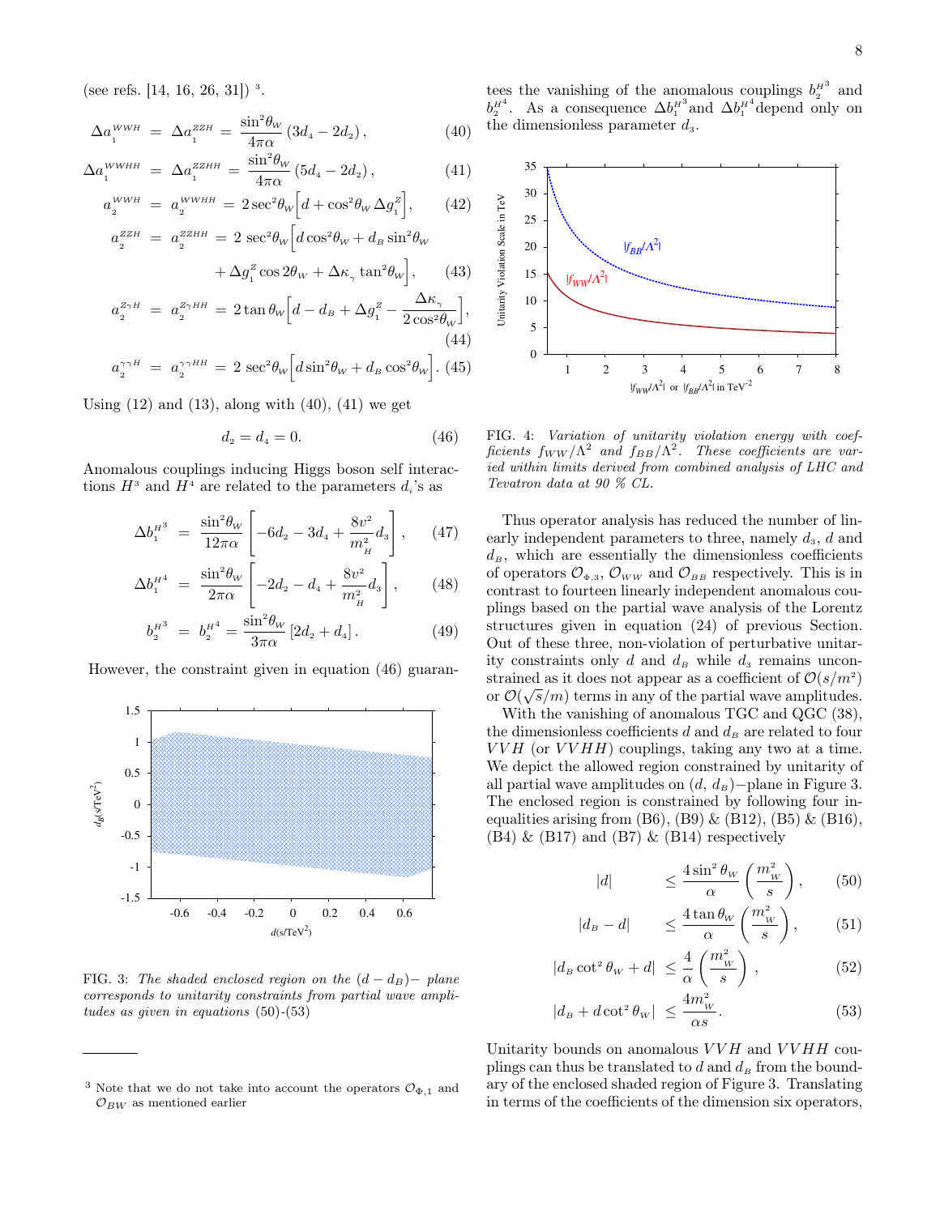(see refs. [14, 16, 26, 31]) [3].

$$\Delta a_{_1}^{WWH} \;=\; \Delta a_{_1}^{ZZH} = \frac{\sin^2\theta_W}{4\pi\alpha}\left(3d_{_4} - 2d_{_2}\right), \tag{40}$$

$$\Delta a_{_1}^{WWHH} \;=\; \Delta a_{_1}^{ZZHH} = \frac{\sin^2\theta_W}{4\pi\alpha}\left(5d_{_4} - 2d_{_2}\right), \tag{41}$$

$$a_{_2}^{WWH} \;=\; a_{_2}^{WWHH} = 2\sec^2\theta_W\Big[d + \cos^2\theta_W\,\Delta g_{_1}^{Z}\Big], \tag{42}$$

$$a_{_2}^{ZZH} \;=\; a_{_2}^{ZZHH} = 2\,\sec^2\theta_W\Big[d\cos^2\theta_W + d_B\sin^2\theta_W + \Delta g_{_1}^{Z}\cos 2\theta_W + \Delta\kappa_{_\gamma}\tan^2\theta_W\Big], \tag{43}$$

$$a_{_2}^{Z\gamma H} \;=\; a_{_2}^{Z\gamma HH} = 2\tan\theta_W\Big[d - d_B + \Delta g_{_1}^{Z} - \frac{\Delta\kappa_{_\gamma}}{2\cos^2\theta_W}\Big], \tag{44}$$

$$a_{_2}^{\gamma\gamma H} \;=\; a_{_2}^{\gamma\gamma HH} = 2\,\sec^2\theta_W\Big[d\sin^2\theta_W + d_B\cos^2\theta_W\Big]. \tag{45}$$

Using (12) and (13), along with (40), (41) we get

$$d_{_2} = d_{_4} = 0. \tag{46}$$

Anomalous couplings inducing Higgs boson self interactions $H^3$ and $H^4$ are related to the parameters $d_i$'s as

$$\Delta b_{_1}^{H^3} \;=\; \frac{\sin^2\theta_W}{12\pi\alpha}\left[-6d_{_2} - 3d_{_4} + \frac{8v^2}{m_{_H}^2}d_{_3}\right], \tag{47}$$

$$\Delta b_{_1}^{H^4} \;=\; \frac{\sin^2\theta_W}{2\pi\alpha}\left[-2d_{_2} - d_{_4} + \frac{8v^2}{m_{_H}^2}d_{_3}\right], \tag{48}$$

$$b_{_2}^{H^3} \;=\; b_{_2}^{H^4} = \frac{\sin^2\theta_W}{3\pi\alpha}\left[2d_{_2} + d_{_4}\right]. \tag{49}$$

However, the constraint given in equation (46) guarantees the vanishing of the anomalous couplings $b_{_2}^{H^3}$ and $b_{_2}^{H^4}$. As a consequence $\Delta b_1^{H^3}$ and $\Delta b_1^{H^4}$ depend only on the dimensionless parameter $d_{_3}$.

FIG. 3: *The shaded enclosed region on the $(d - d_B)-$ plane corresponds to unitarity constraints from partial wave amplitudes as given in equations (50)-(53)*

FIG. 4: *Variation of unitarity violation energy with coefficients $f_{WW}/\Lambda^2$ and $f_{BB}/\Lambda^2$. These coefficients are varied within limits derived from combined analysis of LHC and Tevatron data at 90 % CL.*

Thus operator analysis has reduced the number of linearly independent parameters to three, namely $d_{_3}$, $d$ and $d_B$, which are essentially the dimensionless coefficients of operators $\mathcal{O}_{\Phi,3}$, $\mathcal{O}_{WW}$ and $\mathcal{O}_{BB}$ respectively. This is in contrast to fourteen linearly independent anomalous couplings based on the partial wave analysis of the Lorentz structures given in equation (24) of previous Section. Out of these three, non-violation of perturbative unitarity constraints only $d$ and $d_B$ while $d_{_3}$ remains unconstrained as it does not appear as a coefficient of $\mathcal{O}(s/m^2)$ or $\mathcal{O}(\sqrt{s}/m)$ terms in any of the partial wave amplitudes.

With the vanishing of anomalous TGC and QGC (38), the dimensionless coefficients $d$ and $d_B$ are related to four $VVH$ (or $VVHH$) couplings, taking any two at a time. We depict the allowed region constrained by unitarity of all partial wave amplitudes on $(d,\, d_B)-$plane in Figure 3. The enclosed region is constrained by following four inequalities arising from (B6), (B9) & (B12), (B5) & (B16), (B4) & (B17) and (B7) & (B14) respectively

$$|d| \quad \leq \frac{4\sin^2\theta_W}{\alpha}\left(\frac{m_{_W}^2}{s}\right), \tag{50}$$

$$|d_B - d| \quad \leq \frac{4\tan\theta_W}{\alpha}\left(\frac{m_{_W}^2}{s}\right), \tag{51}$$

$$|d_B\cot^2\theta_W + d| \;\leq \frac{4}{\alpha}\left(\frac{m_{_W}^2}{s}\right), \tag{52}$$

$$|d_B + d\cot^2\theta_W| \;\leq \frac{4m_{_W}^2}{\alpha s}. \tag{53}$$

Unitarity bounds on anomalous $VVH$ and $VVHH$ couplings can thus be translated to $d$ and $d_B$ from the boundary of the enclosed shaded region of Figure 3. Translating in terms of the coefficients of the dimension six operators,

---

[3] Note that we do not take into account the operators $\mathcal{O}_{\Phi,1}$ and $\mathcal{O}_{BW}$ as mentioned earlier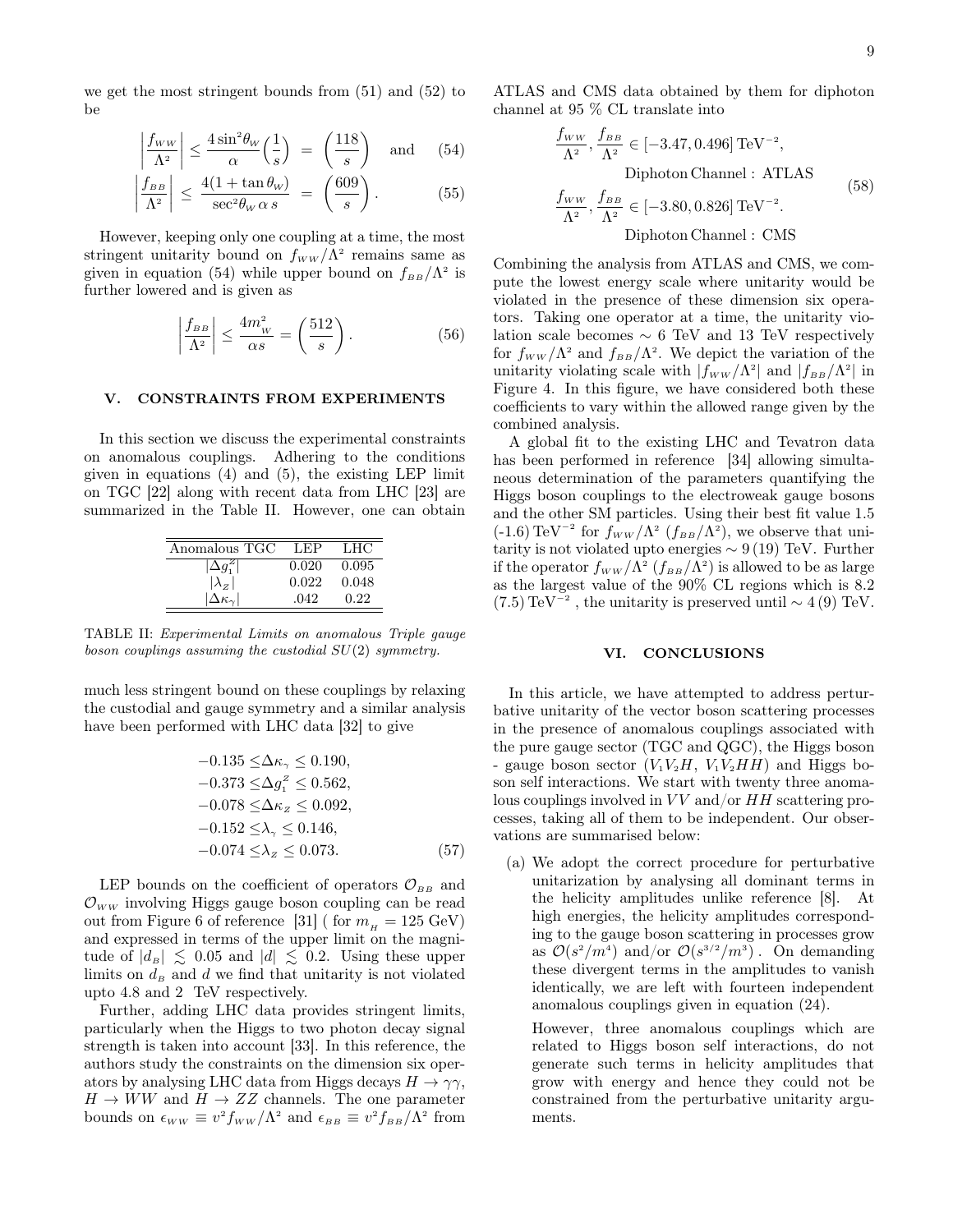we get the most stringent bounds from (51) and (52) to be

$$\left|\frac{f_{WW}}{\Lambda^2}\right| \leq \frac{4\sin^2\theta_W}{\alpha}\Big(\frac{1}{s}\Big) \;=\; \left(\frac{118}{s}\right) \quad \text{and} \tag{54}$$

$$\left|\frac{f_{BB}}{\Lambda^2}\right| \leq \frac{4(1+\tan\theta_W)}{\sec^2\theta_W\,\alpha\, s} \;=\; \left(\frac{609}{s}\right). \tag{55}$$

However, keeping only one coupling at a time, the most stringent unitarity bound on $f_{WW}/\Lambda^2$ remains same as given in equation (54) while upper bound on $f_{BB}/\Lambda^2$ is further lowered and is given as

$$\left|\frac{f_{BB}}{\Lambda^2}\right| \leq \frac{4m_W^2}{\alpha s} = \left(\frac{512}{s}\right). \tag{56}$$

## V. CONSTRAINTS FROM EXPERIMENTS

In this section we discuss the experimental constraints on anomalous couplings. Adhering to the conditions given in equations (4) and (5), the existing LEP limit on TGC [22] along with recent data from LHC [23] are summarized in the Table II. However, one can obtain

| Anomalous TGC | LEP | LHC |
|---|---|---|
| $\vert\Delta g_1^Z\vert$ | 0.020 | 0.095 |
| $\vert\lambda_Z\vert$ | 0.022 | 0.048 |
| $\vert\Delta\kappa_\gamma\vert$ | .042 | 0.22 |

TABLE II: *Experimental Limits on anomalous Triple gauge boson couplings assuming the custodial $SU(2)$ symmetry.*

much less stringent bound on these couplings by relaxing the custodial and gauge symmetry and a similar analysis have been performed with LHC data [32] to give

$$\begin{aligned}
-0.135 \leq& \Delta\kappa_\gamma \leq 0.190, \\
-0.373 \leq& \Delta g_1^Z \leq 0.562, \\
-0.078 \leq& \Delta\kappa_Z \leq 0.092, \\
-0.152 \leq& \lambda_\gamma \leq 0.146, \\
-0.074 \leq& \lambda_Z \leq 0.073.
\end{aligned} \tag{57}$$

LEP bounds on the coefficient of operators $\mathcal{O}_{BB}$ and $\mathcal{O}_{WW}$ involving Higgs gauge boson coupling can be read out from Figure 6 of reference [31] ( for $m_H = 125$ GeV) and expressed in terms of the upper limit on the magnitude of $|d_B| \lesssim 0.05$ and $|d| \lesssim 0.2$. Using these upper limits on $d_B$ and $d$ we find that unitarity is not violated upto 4.8 and 2 TeV respectively.

Further, adding LHC data provides stringent limits, particularly when the Higgs to two photon decay signal strength is taken into account [33]. In this reference, the authors study the constraints on the dimension six operators by analysing LHC data from Higgs decays $H \to \gamma\gamma$, $H \to WW$ and $H \to ZZ$ channels. The one parameter bounds on $\epsilon_{WW} \equiv v^2 f_{WW}/\Lambda^2$ and $\epsilon_{BB} \equiv v^2 f_{BB}/\Lambda^2$ from ATLAS and CMS data obtained by them for diphoton channel at 95 % CL translate into

$$\begin{aligned}
&\frac{f_{WW}}{\Lambda^2}, \frac{f_{BB}}{\Lambda^2} \in [-3.47, 0.496]\,\text{TeV}^{-2}, \\
&\qquad\text{Diphoton Channel : ATLAS} \\
&\frac{f_{WW}}{\Lambda^2}, \frac{f_{BB}}{\Lambda^2} \in [-3.80, 0.826]\,\text{TeV}^{-2}. \\
&\qquad\text{Diphoton Channel : CMS}
\end{aligned} \tag{58}$$

Combining the analysis from ATLAS and CMS, we compute the lowest energy scale where unitarity would be violated in the presence of these dimension six operators. Taking one operator at a time, the unitarity violation scale becomes $\sim 6$ TeV and 13 TeV respectively for $f_{WW}/\Lambda^2$ and $f_{BB}/\Lambda^2$. We depict the variation of the unitarity violating scale with $|f_{WW}/\Lambda^2|$ and $|f_{BB}/\Lambda^2|$ in Figure 4. In this figure, we have considered both these coefficients to vary within the allowed range given by the combined analysis.

A global fit to the existing LHC and Tevatron data has been performed in reference [34] allowing simultaneous determination of the parameters quantifying the Higgs boson couplings to the electroweak gauge bosons and the other SM particles. Using their best fit value 1.5 (-1.6) TeV$^{-2}$ for $f_{WW}/\Lambda^2$ ($f_{BB}/\Lambda^2$), we observe that unitarity is not violated upto energies $\sim 9\,(19)$ TeV. Further if the operator $f_{WW}/\Lambda^2$ ($f_{BB}/\Lambda^2$) is allowed to be as large as the largest value of the 90% CL regions which is 8.2 (7.5) TeV$^{-2}$ , the unitarity is preserved until $\sim 4\,(9)$ TeV.

## VI. CONCLUSIONS

In this article, we have attempted to address perturbative unitarity of the vector boson scattering processes in the presence of anomalous couplings associated with the pure gauge sector (TGC and QGC), the Higgs boson - gauge boson sector ($V_1V_2H$, $V_1V_2HH$) and Higgs boson self interactions. We start with twenty three anomalous couplings involved in $VV$ and/or $HH$ scattering processes, taking all of them to be independent. Our observations are summarised below:

(a) We adopt the correct procedure for perturbative unitarization by analysing all dominant terms in the helicity amplitudes unlike reference [8]. At high energies, the helicity amplitudes corresponding to the gauge boson scattering in processes grow as $\mathcal{O}(s^2/m^4)$ and/or $\mathcal{O}(s^{3/2}/m^3)$ . On demanding these divergent terms in the amplitudes to vanish identically, we are left with fourteen independent anomalous couplings given in equation (24).

   However, three anomalous couplings which are related to Higgs boson self interactions, do not generate such terms in helicity amplitudes that grow with energy and hence they could not be constrained from the perturbative unitarity arguments.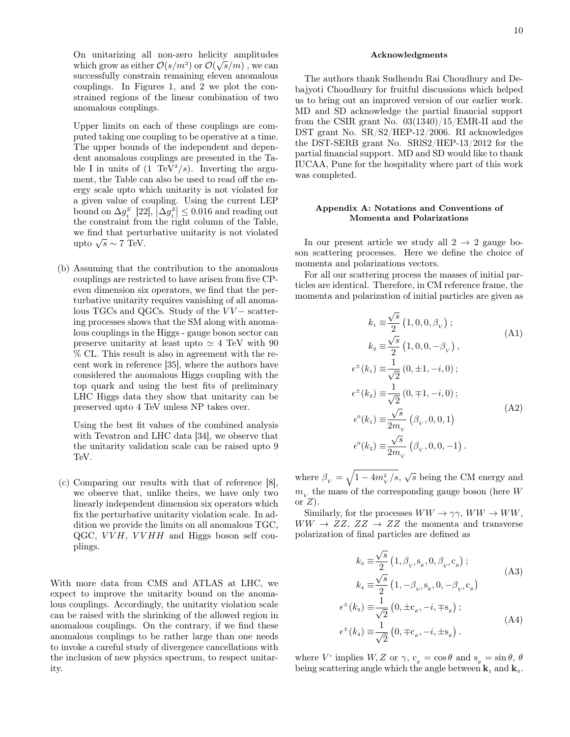On unitarizing all non-zero helicity amplitudes which grow as either $\mathcal{O}(s/m^2)$ or $\mathcal{O}(\sqrt{s}/m)$ , we can successfully constrain remaining eleven anomalous couplings. In Figures 1, and 2 we plot the constrained regions of the linear combination of two anomalous couplings.

Upper limits on each of these couplings are computed taking one coupling to be operative at a time. The upper bounds of the independent and dependent anomalous couplings are presented in the Table I in units of $(1\ \mathrm{TeV}^2/s)$. Inverting the argument, the Table can also be used to read off the energy scale upto which unitarity is not violated for a given value of coupling. Using the current LEP bound on $\Delta g_1^Z$ [22], $|\Delta g_1^Z| \leq 0.016$ and reading out the constraint from the right column of the Table, we find that perturbative unitarity is not violated upto $\sqrt{s} \sim 7$ TeV.

(b) Assuming that the contribution to the anomalous couplings are restricted to have arisen from five CP-even dimension six operators, we find that the perturbative unitarity requires vanishing of all anomalous TGCs and QGCs. Study of the $VV-$ scattering processes shows that the SM along with anomalous couplings in the Higgs - gauge boson sector can preserve unitarity at least upto $\simeq 4$ TeV with 90 % CL. This result is also in agreement with the recent work in reference [35], where the authors have considered the anomalous Higgs coupling with the top quark and using the best fits of preliminary LHC Higgs data they show that unitarity can be preserved upto 4 TeV unless NP takes over.

Using the best fit values of the combined analysis with Tevatron and LHC data [34], we observe that the unitarity validation scale can be raised upto 9 TeV.

(c) Comparing our results with that of reference [8], we observe that, unlike theirs, we have only two linearly independent dimension six operators which fix the perturbative unitarity violation scale. In addition we provide the limits on all anomalous TGC, QGC, $VVH$, $VVHH$ and Higgs boson self couplings.

With more data from CMS and ATLAS at LHC, we expect to improve the unitarity bound on the anomalous couplings. Accordingly, the unitarity violation scale can be raised with the shrinking of the allowed region in anomalous couplings. On the contrary, if we find these anomalous couplings to be rather large than one needs to invoke a careful study of divergence cancellations with the inclusion of new physics spectrum, to respect unitarity.

## Acknowledgments

The authors thank Sudhendu Rai Choudhury and Debajyoti Choudhury for fruitful discussions which helped us to bring out an improved version of our earlier work. MD and SD acknowledge the partial financial support from the CSIR grant No. 03(1340)/15/EMR-II and the DST grant No. SR/S2/HEP-12/2006. RI acknowledges the DST-SERB grant No. SRlS2/HEP-13/2012 for the partial financial support. MD and SD would like to thank IUCAA, Pune for the hospitality where part of this work was completed.

## Appendix A: Notations and Conventions of Momenta and Polarizations

In our present article we study all $2 \to 2$ gauge boson scattering processes. Here we define the choice of momenta and polarizations vectors.

For all our scattering process the masses of initial particles are identical. Therefore, in CM reference frame, the momenta and polarization of initial particles are given as

$$
\begin{aligned}
k_1 &\equiv \frac{\sqrt{s}}{2}\left(1, 0, 0, \beta_V\right); \\
k_2 &\equiv \frac{\sqrt{s}}{2}\left(1, 0, 0, -\beta_V\right),
\end{aligned} \tag{A1}
$$

$$
\begin{aligned}
\epsilon^{\pm}(k_1) &\equiv \frac{1}{\sqrt{2}}\left(0, \pm 1, -i, 0\right); \\
\epsilon^{\pm}(k_2) &\equiv \frac{1}{\sqrt{2}}\left(0, \mp 1, -i, 0\right); \\
\epsilon^{0}(k_1) &\equiv \frac{\sqrt{s}}{2m_V}\left(\beta_V, 0, 0, 1\right) \\
\epsilon^{0}(k_2) &\equiv \frac{\sqrt{s}}{2m_V}\left(\beta_V, 0, 0, -1\right).
\end{aligned} \tag{A2}
$$

where $\beta_V = \sqrt{1 - 4m_V^2/s}$, $\sqrt{s}$ being the CM energy and $m_V$ the mass of the corresponding gauge boson (here $W$ or $Z$).

Similarly, for the processes $WW \to \gamma\gamma$, $WW \to WW$, $WW \to ZZ$, $ZZ \to ZZ$ the momenta and transverse polarization of final particles are defined as

$$
\begin{aligned}
k_3 &\equiv \frac{\sqrt{s}}{2}\left(1, \beta_{V'} \mathrm{s}_\theta, 0, \beta_{V'} \mathrm{c}_\theta\right); \\
k_4 &\equiv \frac{\sqrt{s}}{2}\left(1, -\beta_{V'} \mathrm{s}_\theta, 0, -\beta_{V'} \mathrm{c}_\theta\right)
\end{aligned} \tag{A3}
$$

$$
\begin{aligned}
\epsilon^{\pm}(k_3) &\equiv \frac{1}{\sqrt{2}}\left(0, \pm \mathrm{c}_\theta, -i, \mp \mathrm{s}_\theta\right); \\
\epsilon^{\pm}(k_4) &\equiv \frac{1}{\sqrt{2}}\left(0, \mp \mathrm{c}_\theta, -i, \pm \mathrm{s}_\theta\right).
\end{aligned} \tag{A4}
$$

where $V'$ implies $W, Z$ or $\gamma$, $\mathrm{c}_\theta = \cos\theta$ and $\mathrm{s}_\theta = \sin\theta$, $\theta$ being scattering angle which the angle between $\mathbf{k}_1$ and $\mathbf{k}_3$.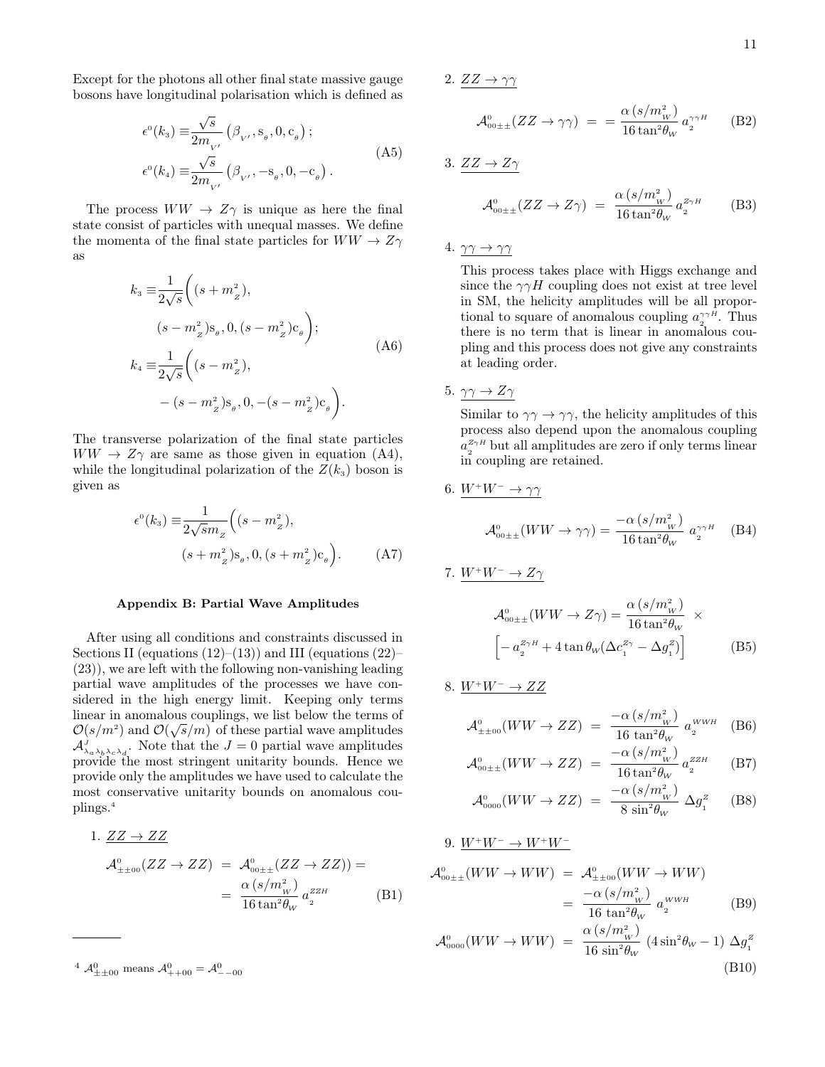Except for the photons all other final state massive gauge bosons have longitudinal polarisation which is defined as

$$\begin{aligned}\epsilon^0(k_3) &\equiv \frac{\sqrt{s}}{2m_{V'}}\left(\beta_{V'}, s_\theta, 0, c_\theta\right);\\ \epsilon^0(k_4) &\equiv \frac{\sqrt{s}}{2m_{V'}}\left(\beta_{V'}, -s_\theta, 0, -c_\theta\right).\end{aligned} \tag{A5}$$

The process $WW \to Z\gamma$ is unique as here the final state consist of particles with unequal masses. We define the momenta of the final state particles for $WW \to Z\gamma$ as

$$\begin{aligned}k_3 \equiv& \frac{1}{2\sqrt{s}}\bigg((s+m_Z^2),\\ &(s-m_Z^2)s_\theta, 0, (s-m_Z^2)c_\theta\bigg);\\ k_4 \equiv& \frac{1}{2\sqrt{s}}\bigg((s-m_Z^2),\\ &-(s-m_Z^2)s_\theta, 0, -(s-m_Z^2)c_\theta\bigg).\end{aligned} \tag{A6}$$

The transverse polarization of the final state particles $WW \to Z\gamma$ are same as those given in equation (A4), while the longitudinal polarization of the $Z(k_3)$ boson is given as

$$\begin{aligned}\epsilon^0(k_3) \equiv& \frac{1}{2\sqrt{s}m_Z}\Big((s-m_Z^2),\\ &(s+m_Z^2)s_\theta, 0, (s+m_Z^2)c_\theta\Big).\end{aligned} \tag{A7}$$

### Appendix B: Partial Wave Amplitudes

After using all conditions and constraints discussed in Sections II (equations (12)–(13)) and III (equations (22)–(23)), we are left with the following non-vanishing leading partial wave amplitudes of the processes we have considered in the high energy limit. Keeping only terms linear in anomalous couplings, we list below the terms of $\mathcal{O}(s/m^2)$ and $\mathcal{O}(\sqrt{s}/m)$ of these partial wave amplitudes $\mathcal{A}^J_{\lambda_a\lambda_b\lambda_c\lambda_d}$. Note that the $J=0$ partial wave amplitudes provide the most stringent unitarity bounds. Hence we provide only the amplitudes we have used to calculate the most conservative unitarity bounds on anomalous couplings.[4]

1. $\underline{ZZ \to ZZ}$

$$\mathcal{A}^0_{\pm\pm00}(ZZ \to ZZ) = \mathcal{A}^0_{00\pm\pm}(ZZ \to ZZ)) = \frac{\alpha\,(s/m_W^2)}{16\tan^2\theta_W}\,a_2^{ZZH} \tag{B1}$$

2. $\underline{ZZ \to \gamma\gamma}$

$$\mathcal{A}^0_{00\pm\pm}(ZZ \to \gamma\gamma) = = \frac{\alpha\,(s/m_W^2)}{16\tan^2\theta_W}\,a_2^{\gamma\gamma H} \tag{B2}$$

3. $\underline{ZZ \to Z\gamma}$

$$\mathcal{A}^0_{00\pm\pm}(ZZ \to Z\gamma) = \frac{\alpha\,(s/m_W^2)}{16\tan^2\theta_W}\,a_2^{Z\gamma H} \tag{B3}$$

4. $\underline{\gamma\gamma \to \gamma\gamma}$

   This process takes place with Higgs exchange and since the $\gamma\gamma H$ coupling does not exist at tree level in SM, the helicity amplitudes will be all proportional to square of anomalous coupling $a_2^{\gamma\gamma H}$. Thus there is no term that is linear in anomalous coupling and this process does not give any constraints at leading order.

5. $\underline{\gamma\gamma \to Z\gamma}$

   Similar to $\gamma\gamma \to \gamma\gamma$, the helicity amplitudes of this process also depend upon the anomalous coupling $a_2^{Z\gamma H}$ but all amplitudes are zero if only terms linear in coupling are retained.

6. $\underline{W^+W^- \to \gamma\gamma}$

$$\mathcal{A}^0_{00\pm\pm}(WW \to \gamma\gamma) = \frac{-\alpha\,(s/m_W^2)}{16\tan^2\theta_W}\;a_2^{\gamma\gamma H} \tag{B4}$$

7. $\underline{W^+W^- \to Z\gamma}$

$$\begin{aligned}\mathcal{A}^0_{00\pm\pm}(WW \to Z\gamma) =& \frac{\alpha\,(s/m_W^2)}{16\tan^2\theta_W}\;\times\\ &\Big[-a_2^{Z\gamma H} + 4\tan\theta_W(\Delta c_1^{Z\gamma} - \Delta g_1^Z)\Big]\end{aligned} \tag{B5}$$

8. $\underline{W^+W^- \to ZZ}$

$$\mathcal{A}^0_{\pm\pm00}(WW \to ZZ) = \frac{-\alpha\,(s/m_W^2)}{16\,\tan^2\theta_W}\;a_2^{WWH} \tag{B6}$$

$$\mathcal{A}^0_{00\pm\pm}(WW \to ZZ) = \frac{-\alpha\,(s/m_W^2)}{16\tan^2\theta_W}\,a_2^{ZZH} \tag{B7}$$

$$\mathcal{A}^0_{0000}(WW \to ZZ) = \frac{-\alpha\,(s/m_W^2)}{8\,\sin^2\theta_W}\;\Delta g_1^Z \tag{B8}$$

9. $\underline{W^+W^- \to W^+W^-}$

$$\mathcal{A}^0_{00\pm\pm}(WW \to WW) = \mathcal{A}^0_{\pm\pm00}(WW \to WW) = \frac{-\alpha\,(s/m_W^2)}{16\,\tan^2\theta_W}\;a_2^{WWH} \tag{B9}$$

$$\mathcal{A}^0_{0000}(WW \to WW) = \frac{\alpha\,(s/m_W^2)}{16\,\sin^2\theta_W}\,(4\sin^2\theta_W - 1)\;\Delta g_1^Z \tag{B10}$$

---

[4] $\mathcal{A}^0_{\pm\pm00}$ means $\mathcal{A}^0_{++00} = \mathcal{A}^0_{--00}$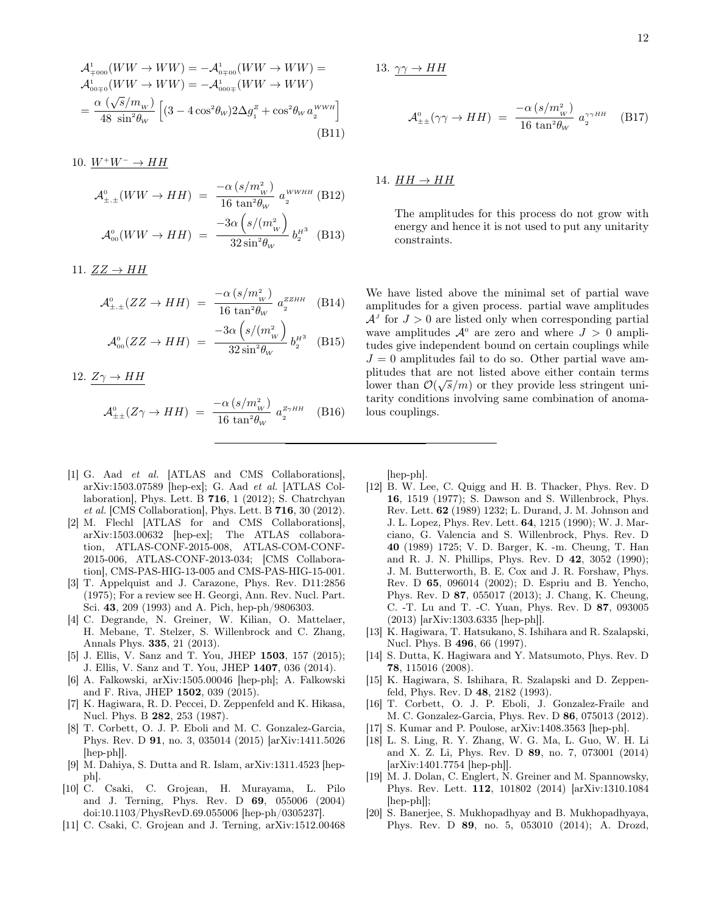$$
\begin{aligned}
&\mathcal{A}^1_{\mp 000}(WW \to WW) = -\mathcal{A}^1_{0\mp 00}(WW \to WW) = \\
&\mathcal{A}^1_{00\mp 0}(WW \to WW) = -\mathcal{A}^1_{000\mp}(WW \to WW) \\
&= \frac{\alpha\,(\sqrt{s}/m_W)}{48\,\sin^2\theta_W}\left[(3-4\cos^2\theta_W)2\Delta g_1^Z + \cos^2\theta_W\, a_2^{WWH}\right]
\end{aligned}
\tag{B11}
$$

10. $\underline{W^+W^- \to HH}$

$$
\mathcal{A}^0_{\pm,\pm}(WW \to HH) = \frac{-\alpha\,(s/m_W^2)}{16\,\tan^2\theta_W}\, a_2^{WWHH} \tag{B12}
$$

$$
\mathcal{A}^0_{00}(WW \to HH) = \frac{-3\alpha\left(s/(m_W^2\right)}{32\sin^2\theta_W}\, b_2^{H^3} \tag{B13}
$$

11. $\underline{ZZ \to HH}$

$$
\mathcal{A}^0_{\pm,\pm}(ZZ \to HH) = \frac{-\alpha\,(s/m_W^2)}{16\,\tan^2\theta_W}\, a_2^{ZZHH} \tag{B14}
$$

$$
\mathcal{A}^0_{00}(ZZ \to HH) = \frac{-3\alpha\left(s/(m_W^2\right)}{32\sin^2\theta_W}\, b_2^{H^3} \tag{B15}
$$

12. $\underline{Z\gamma \to HH}$

$$
\mathcal{A}^0_{\pm\pm}(Z\gamma \to HH) = \frac{-\alpha\,(s/m_W^2)}{16\,\tan^2\theta_W}\, a_2^{Z\gamma HH} \tag{B16}
$$

13. $\underline{\gamma\gamma \to HH}$

$$
\mathcal{A}^0_{\pm\pm}(\gamma\gamma \to HH) = \frac{-\alpha\,(s/m_W^2)}{16\,\tan^2\theta_W}\, a_2^{\gamma\gamma HH} \tag{B17}
$$

14. $\underline{HH \to HH}$

The amplitudes for this process do not grow with energy and hence it is not used to put any unitarity constraints.

We have listed above the minimal set of partial wave amplitudes for a given process. partial wave amplitudes $\mathcal{A}^J$ for $J > 0$ are listed only when corresponding partial wave amplitudes $\mathcal{A}^0$ are zero and where $J > 0$ amplitudes give independent bound on certain couplings while $J = 0$ amplitudes fail to do so. Other partial wave amplitudes that are not listed above either contain terms lower than $\mathcal{O}(\sqrt{s}/m)$ or they provide less stringent unitarity conditions involving same combination of anomalous couplings.

---

[1] G. Aad *et al.* [ATLAS and CMS Collaborations], arXiv:1503.07589 [hep-ex]; G. Aad *et al.* [ATLAS Collaboration], Phys. Lett. B **716**, 1 (2012); S. Chatrchyan *et al.* [CMS Collaboration], Phys. Lett. B **716**, 30 (2012).

[2] M. Flechl [ATLAS for and CMS Collaborations], arXiv:1503.00632 [hep-ex]; The ATLAS collaboration, ATLAS-CONF-2015-008, ATLAS-COM-CONF-2015-006, ATLAS-CONF-2013-034; [CMS Collaboration], CMS-PAS-HIG-13-005 and CMS-PAS-HIG-15-001.

[3] T. Appelquist and J. Carazone, Phys. Rev. D11:2856 (1975); For a review see H. Georgi, Ann. Rev. Nucl. Part. Sci. **43**, 209 (1993) and A. Pich, hep-ph/9806303.

[4] C. Degrande, N. Greiner, W. Kilian, O. Mattelaer, H. Mebane, T. Stelzer, S. Willenbrock and C. Zhang, Annals Phys. **335**, 21 (2013).

[5] J. Ellis, V. Sanz and T. You, JHEP **1503**, 157 (2015); J. Ellis, V. Sanz and T. You, JHEP **1407**, 036 (2014).

[6] A. Falkowski, arXiv:1505.00046 [hep-ph]; A. Falkowski and F. Riva, JHEP **1502**, 039 (2015).

[7] K. Hagiwara, R. D. Peccei, D. Zeppenfeld and K. Hikasa, Nucl. Phys. B **282**, 253 (1987).

[8] T. Corbett, O. J. P. Eboli and M. C. Gonzalez-Garcia, Phys. Rev. D **91**, no. 3, 035014 (2015) [arXiv:1411.5026 [hep-ph]].

[9] M. Dahiya, S. Dutta and R. Islam, arXiv:1311.4523 [hep-ph].

[10] C. Csaki, C. Grojean, H. Murayama, L. Pilo and J. Terning, Phys. Rev. D **69**, 055006 (2004) doi:10.1103/PhysRevD.69.055006 [hep-ph/0305237].

[11] C. Csaki, C. Grojean and J. Terning, arXiv:1512.00468 [hep-ph].

[12] B. W. Lee, C. Quigg and H. B. Thacker, Phys. Rev. D **16**, 1519 (1977); S. Dawson and S. Willenbrock, Phys. Rev. Lett. **62** (1989) 1232; L. Durand, J. M. Johnson and J. L. Lopez, Phys. Rev. Lett. **64**, 1215 (1990); W. J. Marciano, G. Valencia and S. Willenbrock, Phys. Rev. D **40** (1989) 1725; V. D. Barger, K. -m. Cheung, T. Han and R. J. N. Phillips, Phys. Rev. D **42**, 3052 (1990); J. M. Butterworth, B. E. Cox and J. R. Forshaw, Phys. Rev. D **65**, 096014 (2002); D. Espriu and B. Yencho, Phys. Rev. D **87**, 055017 (2013); J. Chang, K. Cheung, C. -T. Lu and T. -C. Yuan, Phys. Rev. D **87**, 093005 (2013) [arXiv:1303.6335 [hep-ph]].

[13] K. Hagiwara, T. Hatsukano, S. Ishihara and R. Szalapski, Nucl. Phys. B **496**, 66 (1997).

[14] S. Dutta, K. Hagiwara and Y. Matsumoto, Phys. Rev. D **78**, 115016 (2008).

[15] K. Hagiwara, S. Ishihara, R. Szalapski and D. Zeppenfeld, Phys. Rev. D **48**, 2182 (1993).

[16] T. Corbett, O. J. P. Eboli, J. Gonzalez-Fraile and M. C. Gonzalez-Garcia, Phys. Rev. D **86**, 075013 (2012).

[17] S. Kumar and P. Poulose, arXiv:1408.3563 [hep-ph].

[18] L. S. Ling, R. Y. Zhang, W. G. Ma, L. Guo, W. H. Li and X. Z. Li, Phys. Rev. D **89**, no. 7, 073001 (2014) [arXiv:1401.7754 [hep-ph]].

[19] M. J. Dolan, C. Englert, N. Greiner and M. Spannowsky, Phys. Rev. Lett. **112**, 101802 (2014) [arXiv:1310.1084 [hep-ph]];

[20] S. Banerjee, S. Mukhopadhyay and B. Mukhopadhyaya, Phys. Rev. D **89**, no. 5, 053010 (2014); A. Drozd,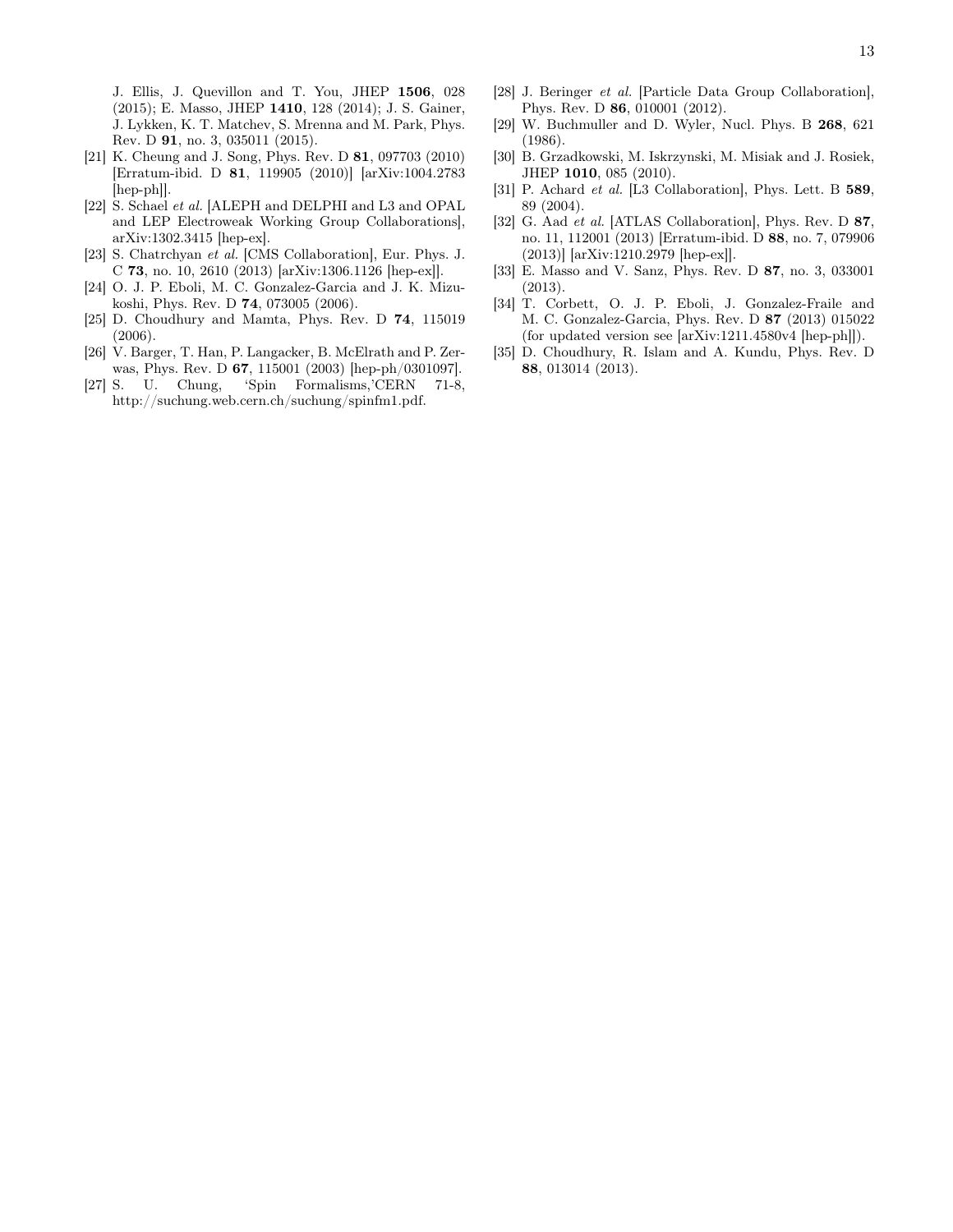J. Ellis, J. Quevillon and T. You, JHEP **1506**, 028 (2015); E. Masso, JHEP **1410**, 128 (2014); J. S. Gainer, J. Lykken, K. T. Matchev, S. Mrenna and M. Park, Phys. Rev. D **91**, no. 3, 035011 (2015).

[21] K. Cheung and J. Song, Phys. Rev. D **81**, 097703 (2010) [Erratum-ibid. D **81**, 119905 (2010)] [arXiv:1004.2783 [hep-ph]].

[22] S. Schael *et al.* [ALEPH and DELPHI and L3 and OPAL and LEP Electroweak Working Group Collaborations], arXiv:1302.3415 [hep-ex].

[23] S. Chatrchyan *et al.* [CMS Collaboration], Eur. Phys. J. C **73**, no. 10, 2610 (2013) [arXiv:1306.1126 [hep-ex]].

[24] O. J. P. Eboli, M. C. Gonzalez-Garcia and J. K. Mizukoshi, Phys. Rev. D **74**, 073005 (2006).

[25] D. Choudhury and Mamta, Phys. Rev. D **74**, 115019 (2006).

[26] V. Barger, T. Han, P. Langacker, B. McElrath and P. Zerwas, Phys. Rev. D **67**, 115001 (2003) [hep-ph/0301097].

[27] S. U. Chung, 'Spin Formalisms,'CERN 71-8, http://suchung.web.cern.ch/suchung/spinfm1.pdf.

[28] J. Beringer *et al.* [Particle Data Group Collaboration], Phys. Rev. D **86**, 010001 (2012).

[29] W. Buchmuller and D. Wyler, Nucl. Phys. B **268**, 621 (1986).

[30] B. Grzadkowski, M. Iskrzynski, M. Misiak and J. Rosiek, JHEP **1010**, 085 (2010).

[31] P. Achard *et al.* [L3 Collaboration], Phys. Lett. B **589**, 89 (2004).

[32] G. Aad *et al.* [ATLAS Collaboration], Phys. Rev. D **87**, no. 11, 112001 (2013) [Erratum-ibid. D **88**, no. 7, 079906 (2013)] [arXiv:1210.2979 [hep-ex]].

[33] E. Masso and V. Sanz, Phys. Rev. D **87**, no. 3, 033001 (2013).

[34] T. Corbett, O. J. P. Eboli, J. Gonzalez-Fraile and M. C. Gonzalez-Garcia, Phys. Rev. D **87** (2013) 015022 (for updated version see [arXiv:1211.4580v4 [hep-ph]]).

[35] D. Choudhury, R. Islam and A. Kundu, Phys. Rev. D **88**, 013014 (2013).